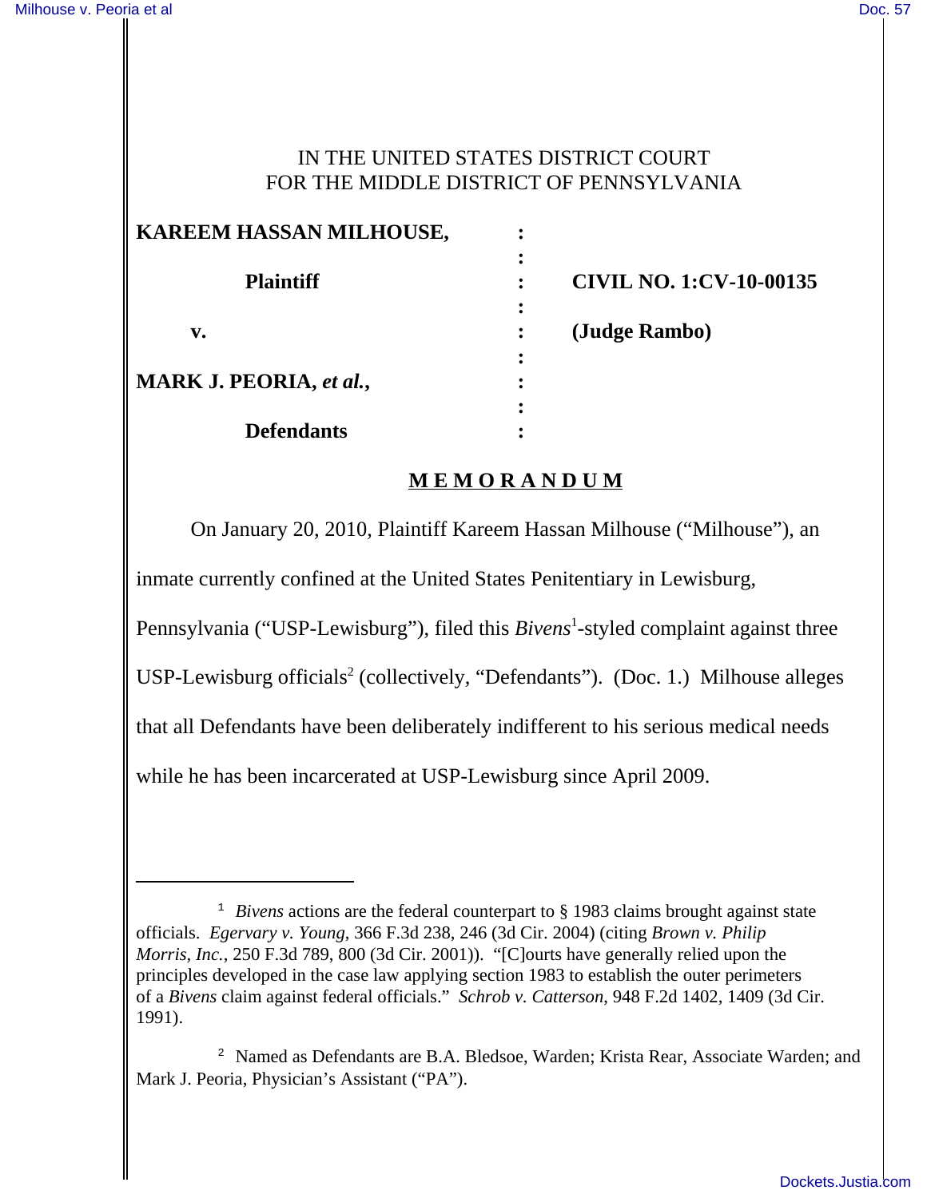IN THE UNITED STATES DISTRICT COURT
FOR THE MIDDLE DISTRICT OF PENNSYLVANIA

| | | |
|---|---|---|
| **KAREEM HASSAN MILHOUSE,** | : | |
| **Plaintiff** | : | **CIVIL NO. 1:CV-10-00135** |
| **v.** | : | **(Judge Rambo)** |
| **MARK J. PEORIA, *et al.*,** | : | |
| **Defendants** | : | |

## M E M O R A N D U M

On January 20, 2010, Plaintiff Kareem Hassan Milhouse ("Milhouse"), an inmate currently confined at the United States Penitentiary in Lewisburg, Pennsylvania ("USP-Lewisburg"), filed this *Bivens*[1]-styled complaint against three USP-Lewisburg officials[2] (collectively, "Defendants"). (Doc. 1.) Milhouse alleges that all Defendants have been deliberately indifferent to his serious medical needs while he has been incarcerated at USP-Lewisburg since April 2009.

---

[1] *Bivens* actions are the federal counterpart to § 1983 claims brought against state officials. *Egervary v. Young*, 366 F.3d 238, 246 (3d Cir. 2004) (citing *Brown v. Philip Morris, Inc.*, 250 F.3d 789, 800 (3d Cir. 2001)). "[C]ourts have generally relied upon the principles developed in the case law applying section 1983 to establish the outer perimeters of a *Bivens* claim against federal officials." *Schrob v. Catterson*, 948 F.2d 1402, 1409 (3d Cir. 1991).

[2] Named as Defendants are B.A. Bledsoe, Warden; Krista Rear, Associate Warden; and Mark J. Peoria, Physician's Assistant ("PA").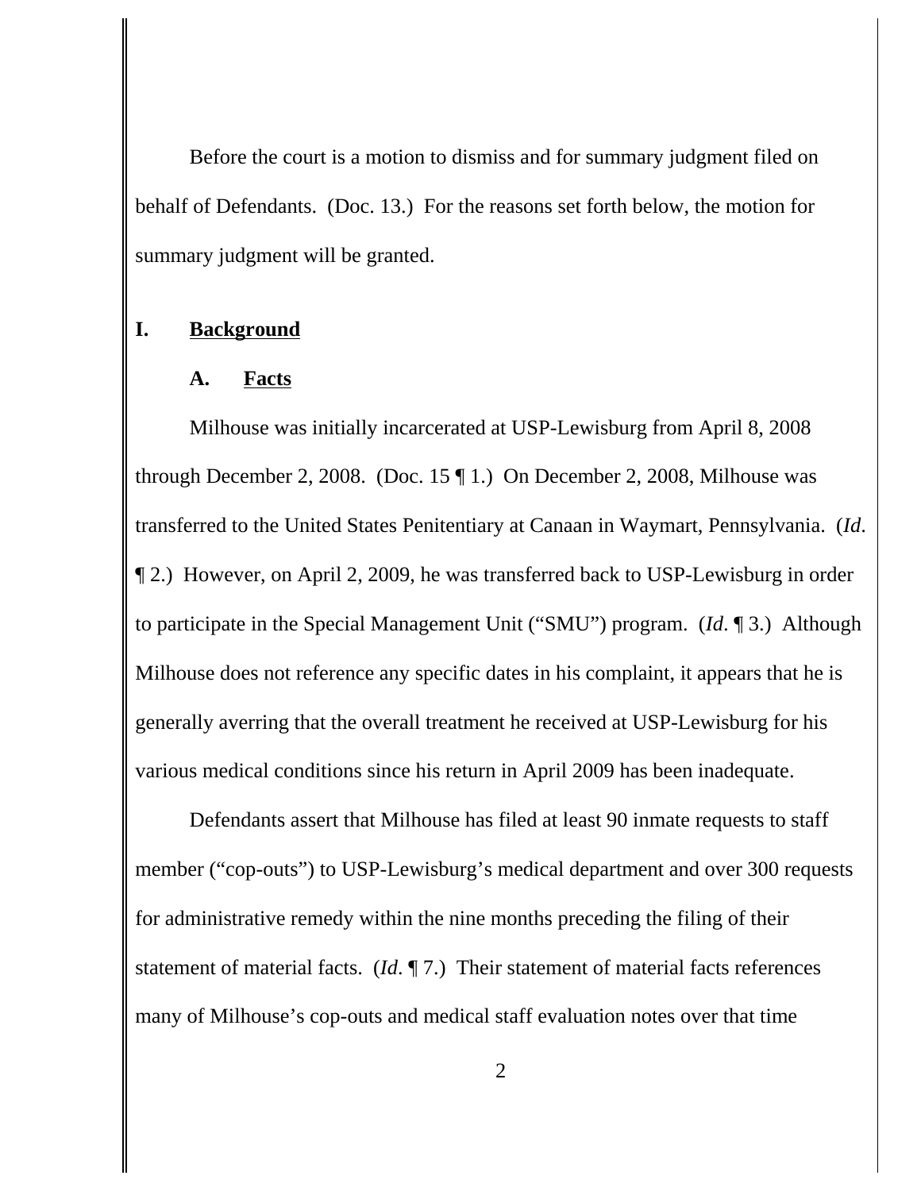Before the court is a motion to dismiss and for summary judgment filed on behalf of Defendants. (Doc. 13.) For the reasons set forth below, the motion for summary judgment will be granted.

## I. Background

### A. Facts

Milhouse was initially incarcerated at USP-Lewisburg from April 8, 2008 through December 2, 2008. (Doc. 15 ¶ 1.) On December 2, 2008, Milhouse was transferred to the United States Penitentiary at Canaan in Waymart, Pennsylvania. (*Id.* ¶ 2.) However, on April 2, 2009, he was transferred back to USP-Lewisburg in order to participate in the Special Management Unit ("SMU") program. (*Id.* ¶ 3.) Although Milhouse does not reference any specific dates in his complaint, it appears that he is generally averring that the overall treatment he received at USP-Lewisburg for his various medical conditions since his return in April 2009 has been inadequate.

Defendants assert that Milhouse has filed at least 90 inmate requests to staff member ("cop-outs") to USP-Lewisburg's medical department and over 300 requests for administrative remedy within the nine months preceding the filing of their statement of material facts. (*Id.* ¶ 7.) Their statement of material facts references many of Milhouse's cop-outs and medical staff evaluation notes over that time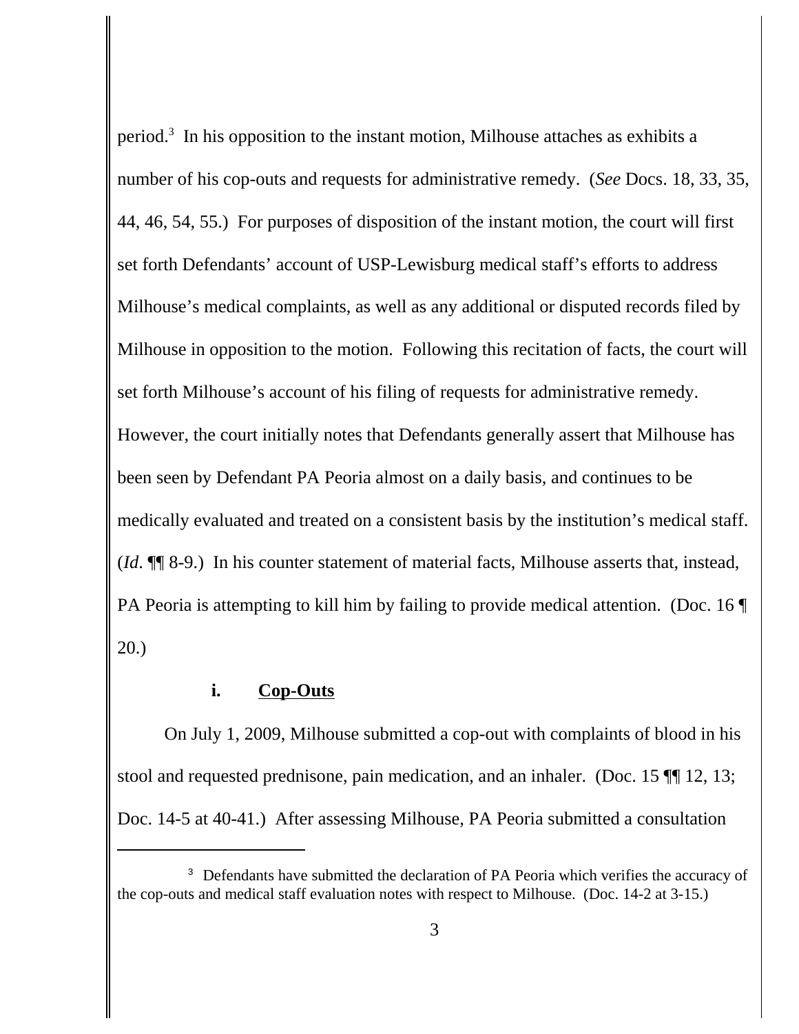period.[3] In his opposition to the instant motion, Milhouse attaches as exhibits a number of his cop-outs and requests for administrative remedy. (*See* Docs. 18, 33, 35, 44, 46, 54, 55.) For purposes of disposition of the instant motion, the court will first set forth Defendants' account of USP-Lewisburg medical staff's efforts to address Milhouse's medical complaints, as well as any additional or disputed records filed by Milhouse in opposition to the motion. Following this recitation of facts, the court will set forth Milhouse's account of his filing of requests for administrative remedy. However, the court initially notes that Defendants generally assert that Milhouse has been seen by Defendant PA Peoria almost on a daily basis, and continues to be medically evaluated and treated on a consistent basis by the institution's medical staff. (*Id*. ¶¶ 8-9.) In his counter statement of material facts, Milhouse asserts that, instead, PA Peoria is attempting to kill him by failing to provide medical attention. (Doc. 16 ¶ 20.)

#### i. Cop-Outs

On July 1, 2009, Milhouse submitted a cop-out with complaints of blood in his stool and requested prednisone, pain medication, and an inhaler. (Doc. 15 ¶¶ 12, 13; Doc. 14-5 at 40-41.) After assessing Milhouse, PA Peoria submitted a consultation

---

[3] Defendants have submitted the declaration of PA Peoria which verifies the accuracy of the cop-outs and medical staff evaluation notes with respect to Milhouse. (Doc. 14-2 at 3-15.)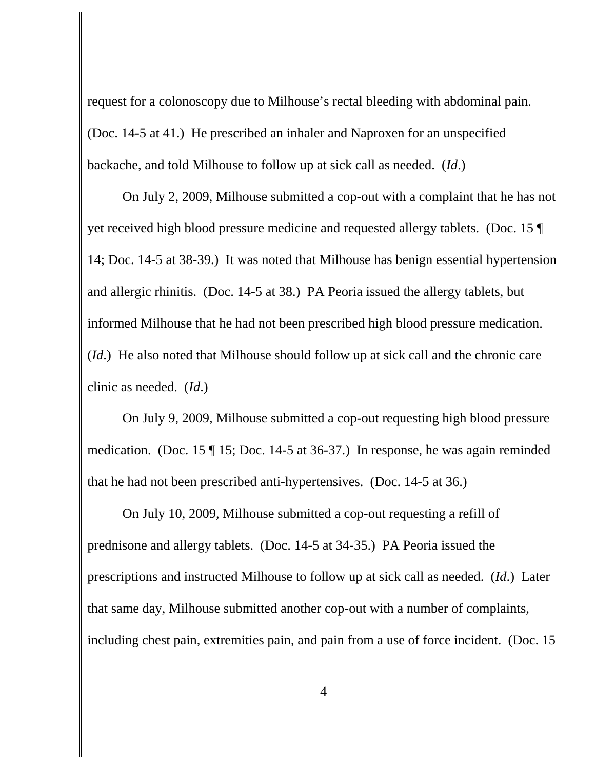request for a colonoscopy due to Milhouse's rectal bleeding with abdominal pain. (Doc. 14-5 at 41.) He prescribed an inhaler and Naproxen for an unspecified backache, and told Milhouse to follow up at sick call as needed. (*Id*.)

On July 2, 2009, Milhouse submitted a cop-out with a complaint that he has not yet received high blood pressure medicine and requested allergy tablets. (Doc. 15 ¶ 14; Doc. 14-5 at 38-39.) It was noted that Milhouse has benign essential hypertension and allergic rhinitis. (Doc. 14-5 at 38.) PA Peoria issued the allergy tablets, but informed Milhouse that he had not been prescribed high blood pressure medication. (*Id*.) He also noted that Milhouse should follow up at sick call and the chronic care clinic as needed. (*Id*.)

On July 9, 2009, Milhouse submitted a cop-out requesting high blood pressure medication. (Doc. 15 ¶ 15; Doc. 14-5 at 36-37.) In response, he was again reminded that he had not been prescribed anti-hypertensives. (Doc. 14-5 at 36.)

On July 10, 2009, Milhouse submitted a cop-out requesting a refill of prednisone and allergy tablets. (Doc. 14-5 at 34-35.) PA Peoria issued the prescriptions and instructed Milhouse to follow up at sick call as needed. (*Id*.) Later that same day, Milhouse submitted another cop-out with a number of complaints, including chest pain, extremities pain, and pain from a use of force incident. (Doc. 15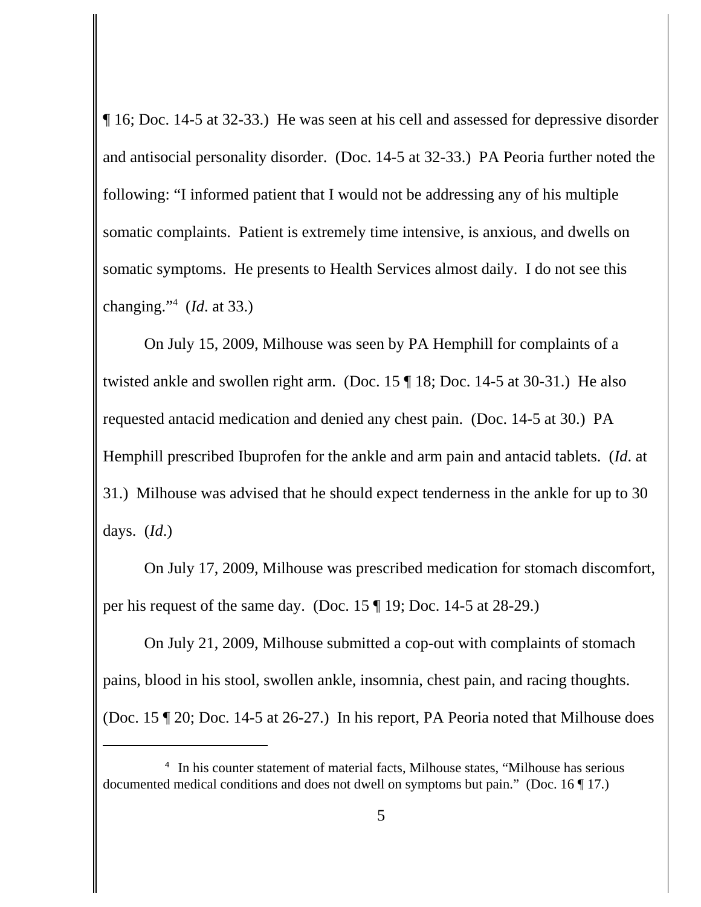¶ 16; Doc. 14-5 at 32-33.) He was seen at his cell and assessed for depressive disorder and antisocial personality disorder. (Doc. 14-5 at 32-33.) PA Peoria further noted the following: "I informed patient that I would not be addressing any of his multiple somatic complaints. Patient is extremely time intensive, is anxious, and dwells on somatic symptoms. He presents to Health Services almost daily. I do not see this changing."[4] (*Id*. at 33.)

On July 15, 2009, Milhouse was seen by PA Hemphill for complaints of a twisted ankle and swollen right arm. (Doc. 15 ¶ 18; Doc. 14-5 at 30-31.) He also requested antacid medication and denied any chest pain. (Doc. 14-5 at 30.) PA Hemphill prescribed Ibuprofen for the ankle and arm pain and antacid tablets. (*Id*. at 31.) Milhouse was advised that he should expect tenderness in the ankle for up to 30 days. (*Id*.)

On July 17, 2009, Milhouse was prescribed medication for stomach discomfort, per his request of the same day. (Doc. 15 ¶ 19; Doc. 14-5 at 28-29.)

On July 21, 2009, Milhouse submitted a cop-out with complaints of stomach pains, blood in his stool, swollen ankle, insomnia, chest pain, and racing thoughts. (Doc. 15 ¶ 20; Doc. 14-5 at 26-27.) In his report, PA Peoria noted that Milhouse does

[4] In his counter statement of material facts, Milhouse states, "Milhouse has serious documented medical conditions and does not dwell on symptoms but pain." (Doc. 16 ¶ 17.)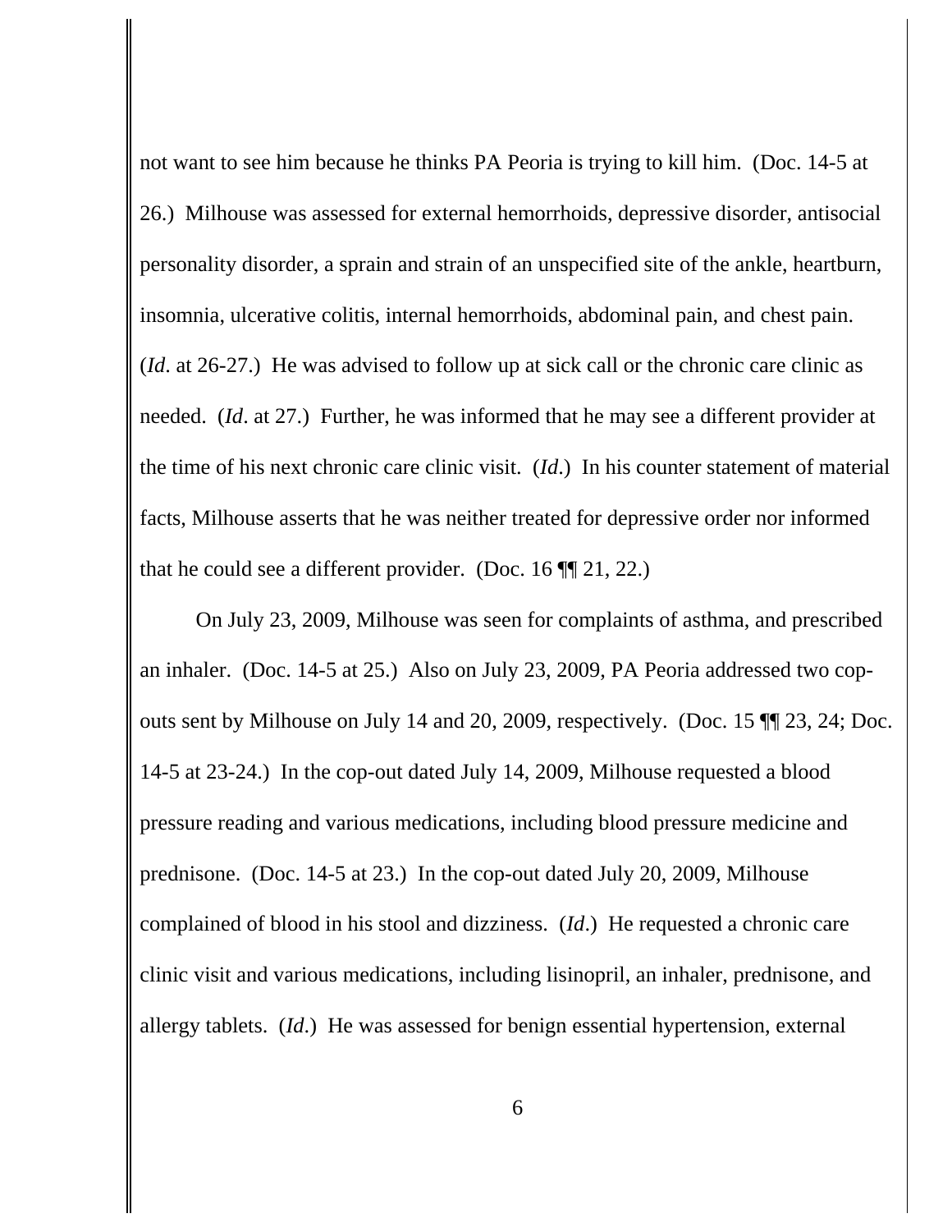not want to see him because he thinks PA Peoria is trying to kill him. (Doc. 14-5 at 26.) Milhouse was assessed for external hemorrhoids, depressive disorder, antisocial personality disorder, a sprain and strain of an unspecified site of the ankle, heartburn, insomnia, ulcerative colitis, internal hemorrhoids, abdominal pain, and chest pain. (*Id*. at 26-27.) He was advised to follow up at sick call or the chronic care clinic as needed. (*Id*. at 27.) Further, he was informed that he may see a different provider at the time of his next chronic care clinic visit. (*Id*.) In his counter statement of material facts, Milhouse asserts that he was neither treated for depressive order nor informed that he could see a different provider. (Doc. 16 ¶¶ 21, 22.)

On July 23, 2009, Milhouse was seen for complaints of asthma, and prescribed an inhaler. (Doc. 14-5 at 25.) Also on July 23, 2009, PA Peoria addressed two cop-outs sent by Milhouse on July 14 and 20, 2009, respectively. (Doc. 15 ¶¶ 23, 24; Doc. 14-5 at 23-24.) In the cop-out dated July 14, 2009, Milhouse requested a blood pressure reading and various medications, including blood pressure medicine and prednisone. (Doc. 14-5 at 23.) In the cop-out dated July 20, 2009, Milhouse complained of blood in his stool and dizziness. (*Id*.) He requested a chronic care clinic visit and various medications, including lisinopril, an inhaler, prednisone, and allergy tablets. (*Id*.) He was assessed for benign essential hypertension, external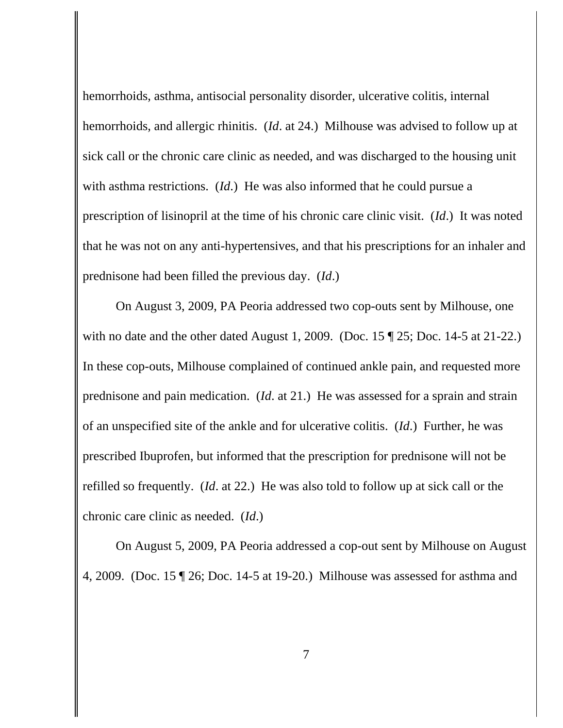hemorrhoids, asthma, antisocial personality disorder, ulcerative colitis, internal hemorrhoids, and allergic rhinitis. (*Id*. at 24.) Milhouse was advised to follow up at sick call or the chronic care clinic as needed, and was discharged to the housing unit with asthma restrictions. (*Id*.) He was also informed that he could pursue a prescription of lisinopril at the time of his chronic care clinic visit. (*Id*.) It was noted that he was not on any anti-hypertensives, and that his prescriptions for an inhaler and prednisone had been filled the previous day. (*Id*.)

On August 3, 2009, PA Peoria addressed two cop-outs sent by Milhouse, one with no date and the other dated August 1, 2009. (Doc. 15 ¶ 25; Doc. 14-5 at 21-22.) In these cop-outs, Milhouse complained of continued ankle pain, and requested more prednisone and pain medication. (*Id*. at 21.) He was assessed for a sprain and strain of an unspecified site of the ankle and for ulcerative colitis. (*Id*.) Further, he was prescribed Ibuprofen, but informed that the prescription for prednisone will not be refilled so frequently. (*Id*. at 22.) He was also told to follow up at sick call or the chronic care clinic as needed. (*Id*.)

On August 5, 2009, PA Peoria addressed a cop-out sent by Milhouse on August 4, 2009. (Doc. 15 ¶ 26; Doc. 14-5 at 19-20.) Milhouse was assessed for asthma and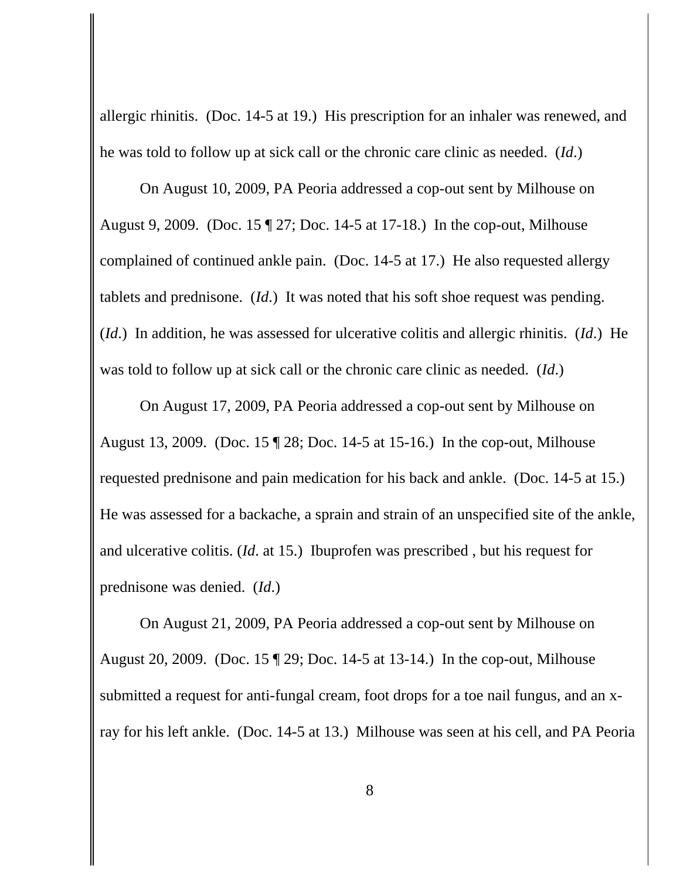allergic rhinitis. (Doc. 14-5 at 19.) His prescription for an inhaler was renewed, and he was told to follow up at sick call or the chronic care clinic as needed. (*Id*.)

On August 10, 2009, PA Peoria addressed a cop-out sent by Milhouse on August 9, 2009. (Doc. 15 ¶ 27; Doc. 14-5 at 17-18.) In the cop-out, Milhouse complained of continued ankle pain. (Doc. 14-5 at 17.) He also requested allergy tablets and prednisone. (*Id*.) It was noted that his soft shoe request was pending. (*Id*.) In addition, he was assessed for ulcerative colitis and allergic rhinitis. (*Id*.) He was told to follow up at sick call or the chronic care clinic as needed. (*Id*.)

On August 17, 2009, PA Peoria addressed a cop-out sent by Milhouse on August 13, 2009. (Doc. 15 ¶ 28; Doc. 14-5 at 15-16.) In the cop-out, Milhouse requested prednisone and pain medication for his back and ankle. (Doc. 14-5 at 15.) He was assessed for a backache, a sprain and strain of an unspecified site of the ankle, and ulcerative colitis. (*Id*. at 15.) Ibuprofen was prescribed , but his request for prednisone was denied. (*Id*.)

On August 21, 2009, PA Peoria addressed a cop-out sent by Milhouse on August 20, 2009. (Doc. 15 ¶ 29; Doc. 14-5 at 13-14.) In the cop-out, Milhouse submitted a request for anti-fungal cream, foot drops for a toe nail fungus, and an x-ray for his left ankle. (Doc. 14-5 at 13.) Milhouse was seen at his cell, and PA Peoria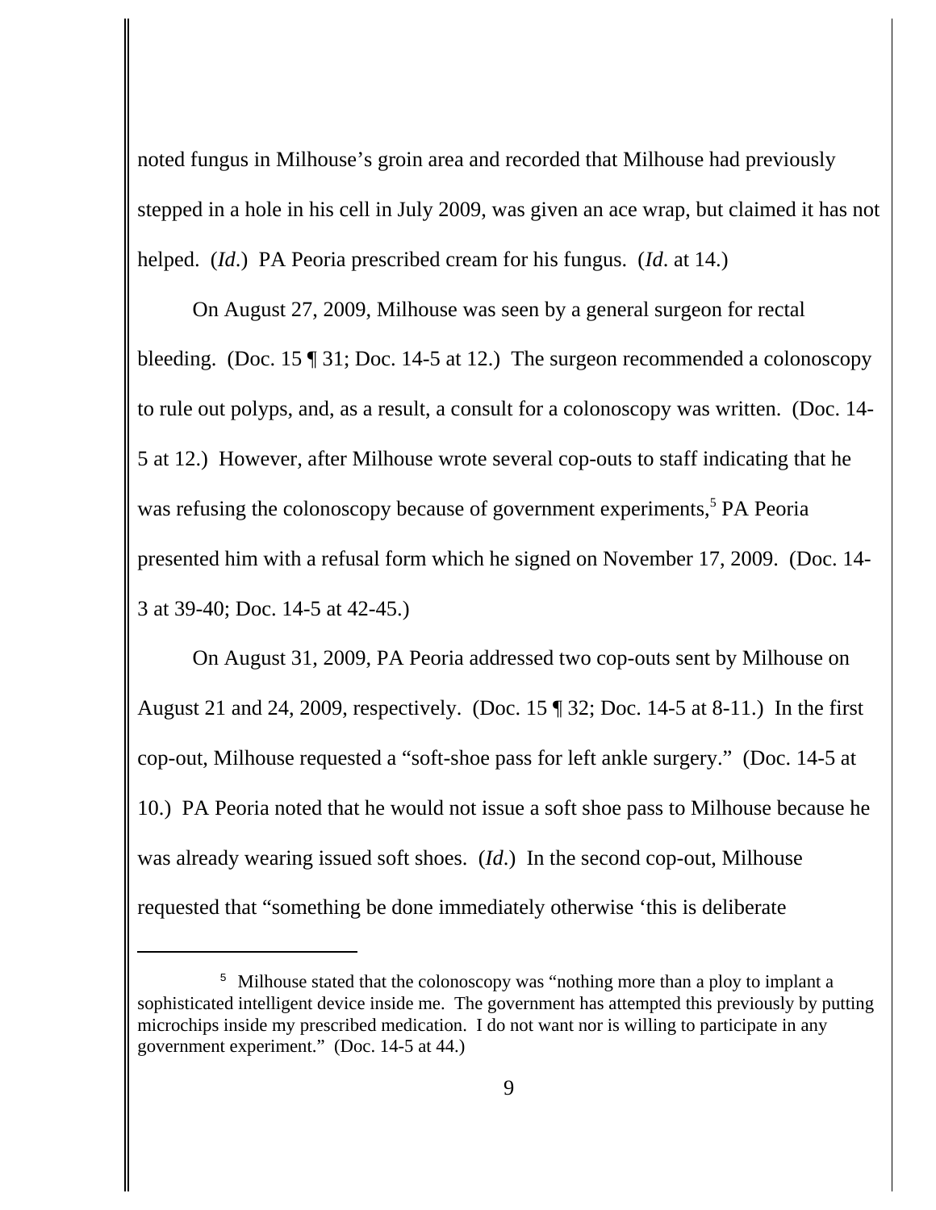noted fungus in Milhouse's groin area and recorded that Milhouse had previously stepped in a hole in his cell in July 2009, was given an ace wrap, but claimed it has not helped. (*Id*.) PA Peoria prescribed cream for his fungus. (*Id*. at 14.)

On August 27, 2009, Milhouse was seen by a general surgeon for rectal bleeding. (Doc. 15 ¶ 31; Doc. 14-5 at 12.) The surgeon recommended a colonoscopy to rule out polyps, and, as a result, a consult for a colonoscopy was written. (Doc. 14-5 at 12.) However, after Milhouse wrote several cop-outs to staff indicating that he was refusing the colonoscopy because of government experiments,[5] PA Peoria presented him with a refusal form which he signed on November 17, 2009. (Doc. 14-3 at 39-40; Doc. 14-5 at 42-45.)

On August 31, 2009, PA Peoria addressed two cop-outs sent by Milhouse on August 21 and 24, 2009, respectively. (Doc. 15 ¶ 32; Doc. 14-5 at 8-11.) In the first cop-out, Milhouse requested a "soft-shoe pass for left ankle surgery." (Doc. 14-5 at 10.) PA Peoria noted that he would not issue a soft shoe pass to Milhouse because he was already wearing issued soft shoes. (*Id*.) In the second cop-out, Milhouse requested that "something be done immediately otherwise 'this is deliberate

---

[5] Milhouse stated that the colonoscopy was "nothing more than a ploy to implant a sophisticated intelligent device inside me. The government has attempted this previously by putting microchips inside my prescribed medication. I do not want nor is willing to participate in any government experiment." (Doc. 14-5 at 44.)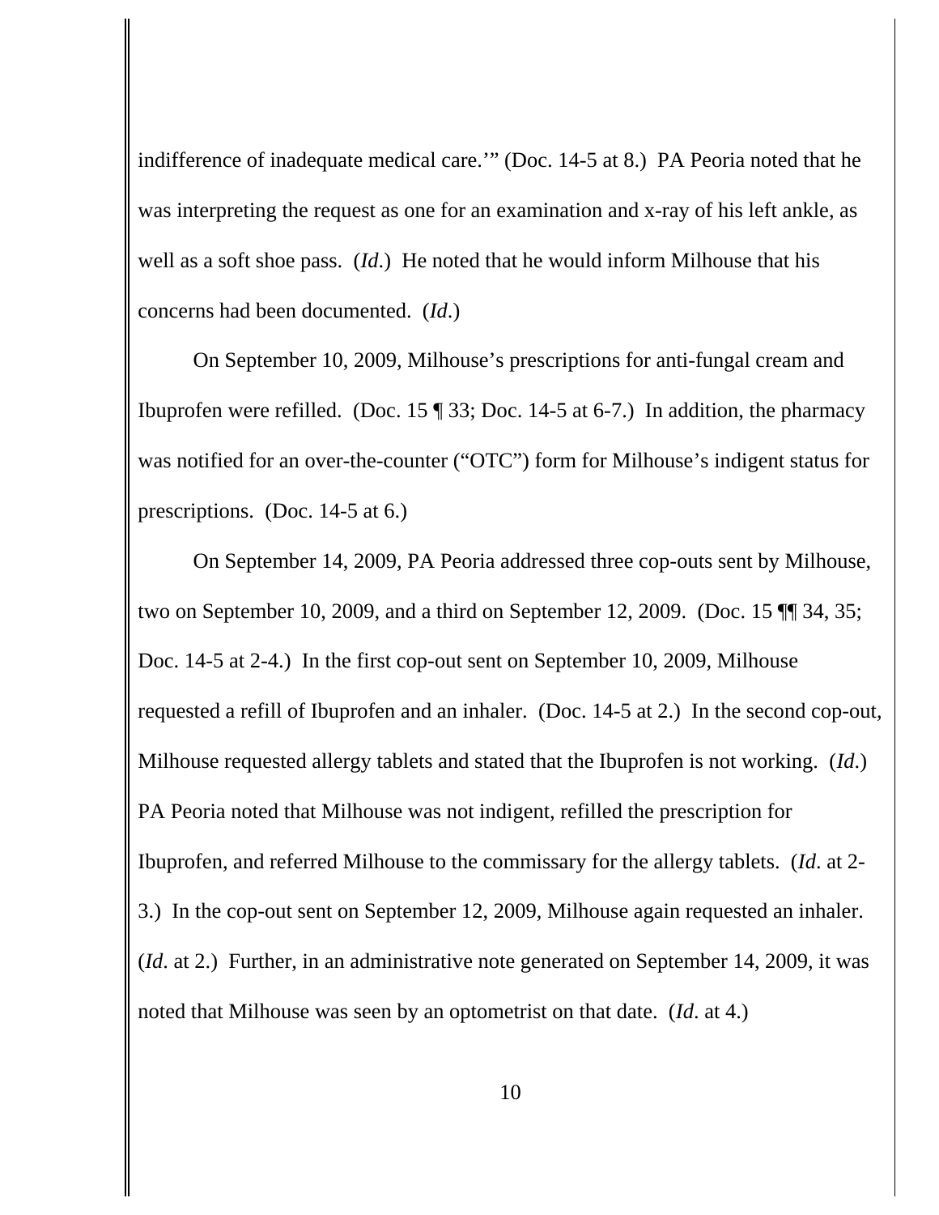indifference of inadequate medical care.'" (Doc. 14-5 at 8.) PA Peoria noted that he was interpreting the request as one for an examination and x-ray of his left ankle, as well as a soft shoe pass. (*Id*.) He noted that he would inform Milhouse that his concerns had been documented. (*Id*.)

On September 10, 2009, Milhouse's prescriptions for anti-fungal cream and Ibuprofen were refilled. (Doc. 15 ¶ 33; Doc. 14-5 at 6-7.) In addition, the pharmacy was notified for an over-the-counter ("OTC") form for Milhouse's indigent status for prescriptions. (Doc. 14-5 at 6.)

On September 14, 2009, PA Peoria addressed three cop-outs sent by Milhouse, two on September 10, 2009, and a third on September 12, 2009. (Doc. 15 ¶¶ 34, 35; Doc. 14-5 at 2-4.) In the first cop-out sent on September 10, 2009, Milhouse requested a refill of Ibuprofen and an inhaler. (Doc. 14-5 at 2.) In the second cop-out, Milhouse requested allergy tablets and stated that the Ibuprofen is not working. (*Id*.) PA Peoria noted that Milhouse was not indigent, refilled the prescription for Ibuprofen, and referred Milhouse to the commissary for the allergy tablets. (*Id*. at 2-3.) In the cop-out sent on September 12, 2009, Milhouse again requested an inhaler. (*Id*. at 2.) Further, in an administrative note generated on September 14, 2009, it was noted that Milhouse was seen by an optometrist on that date. (*Id*. at 4.)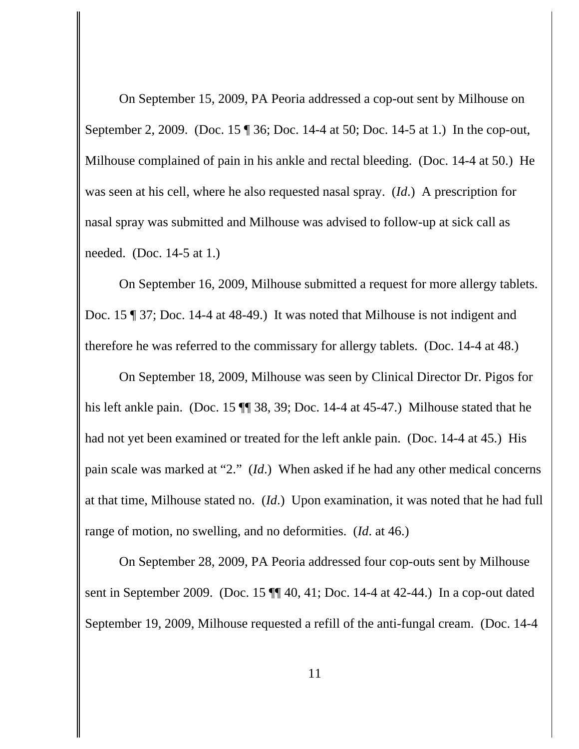On September 15, 2009, PA Peoria addressed a cop-out sent by Milhouse on September 2, 2009. (Doc. 15 ¶ 36; Doc. 14-4 at 50; Doc. 14-5 at 1.) In the cop-out, Milhouse complained of pain in his ankle and rectal bleeding. (Doc. 14-4 at 50.) He was seen at his cell, where he also requested nasal spray. (*Id*.) A prescription for nasal spray was submitted and Milhouse was advised to follow-up at sick call as needed. (Doc. 14-5 at 1.)

On September 16, 2009, Milhouse submitted a request for more allergy tablets. Doc. 15 ¶ 37; Doc. 14-4 at 48-49.) It was noted that Milhouse is not indigent and therefore he was referred to the commissary for allergy tablets. (Doc. 14-4 at 48.)

On September 18, 2009, Milhouse was seen by Clinical Director Dr. Pigos for his left ankle pain. (Doc. 15 ¶¶ 38, 39; Doc. 14-4 at 45-47.) Milhouse stated that he had not yet been examined or treated for the left ankle pain. (Doc. 14-4 at 45.) His pain scale was marked at "2." (*Id*.) When asked if he had any other medical concerns at that time, Milhouse stated no. (*Id*.) Upon examination, it was noted that he had full range of motion, no swelling, and no deformities. (*Id*. at 46.)

On September 28, 2009, PA Peoria addressed four cop-outs sent by Milhouse sent in September 2009. (Doc. 15 ¶¶ 40, 41; Doc. 14-4 at 42-44.) In a cop-out dated September 19, 2009, Milhouse requested a refill of the anti-fungal cream. (Doc. 14-4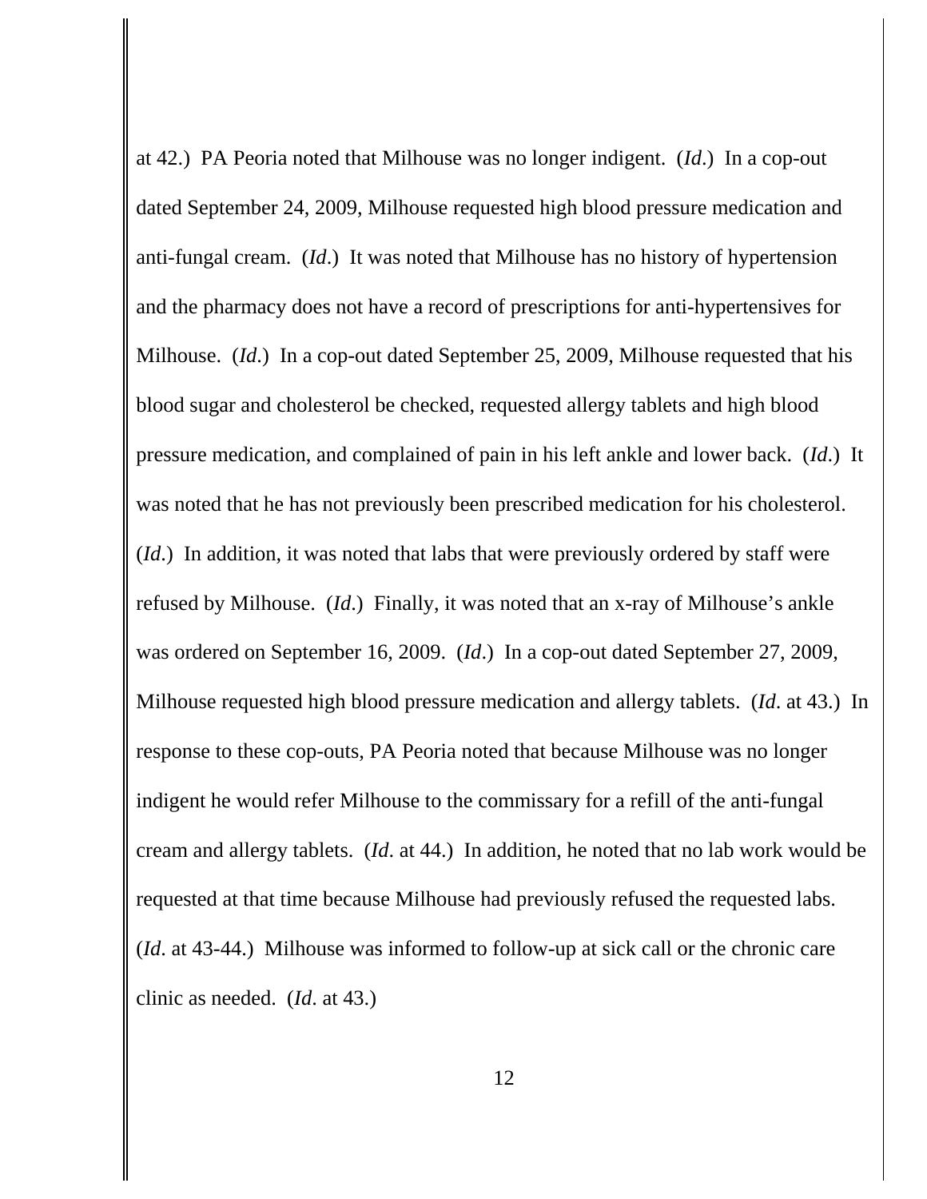at 42.) PA Peoria noted that Milhouse was no longer indigent. (*Id*.) In a cop-out dated September 24, 2009, Milhouse requested high blood pressure medication and anti-fungal cream. (*Id*.) It was noted that Milhouse has no history of hypertension and the pharmacy does not have a record of prescriptions for anti-hypertensives for Milhouse. (*Id*.) In a cop-out dated September 25, 2009, Milhouse requested that his blood sugar and cholesterol be checked, requested allergy tablets and high blood pressure medication, and complained of pain in his left ankle and lower back. (*Id*.) It was noted that he has not previously been prescribed medication for his cholesterol. (*Id*.) In addition, it was noted that labs that were previously ordered by staff were refused by Milhouse. (*Id*.) Finally, it was noted that an x-ray of Milhouse's ankle was ordered on September 16, 2009. (*Id*.) In a cop-out dated September 27, 2009, Milhouse requested high blood pressure medication and allergy tablets. (*Id*. at 43.) In response to these cop-outs, PA Peoria noted that because Milhouse was no longer indigent he would refer Milhouse to the commissary for a refill of the anti-fungal cream and allergy tablets. (*Id*. at 44.) In addition, he noted that no lab work would be requested at that time because Milhouse had previously refused the requested labs. (*Id*. at 43-44.) Milhouse was informed to follow-up at sick call or the chronic care clinic as needed. (*Id*. at 43.)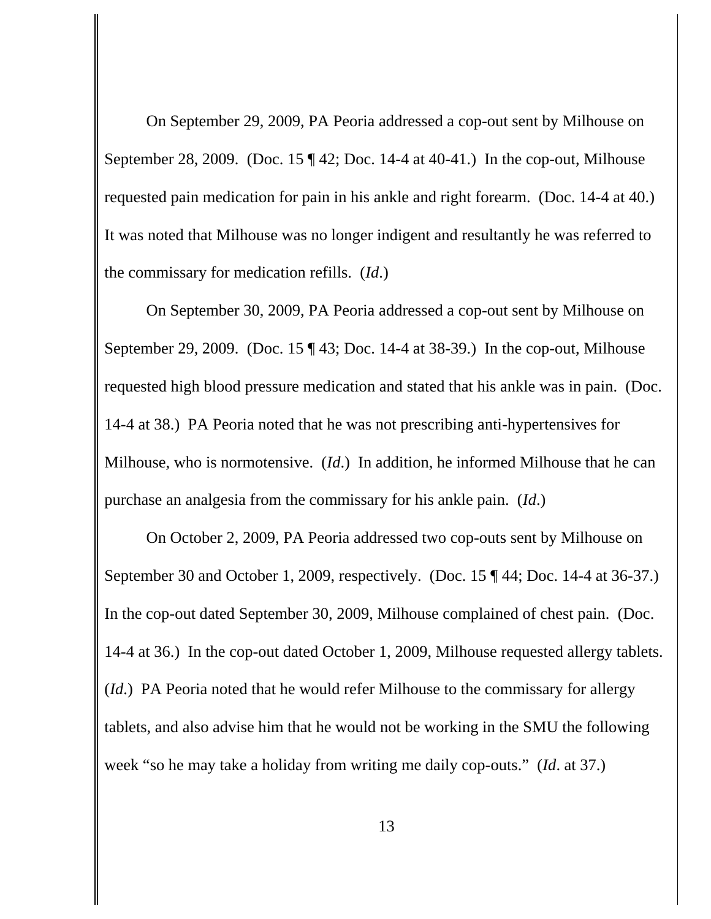On September 29, 2009, PA Peoria addressed a cop-out sent by Milhouse on September 28, 2009. (Doc. 15 ¶ 42; Doc. 14-4 at 40-41.) In the cop-out, Milhouse requested pain medication for pain in his ankle and right forearm. (Doc. 14-4 at 40.) It was noted that Milhouse was no longer indigent and resultantly he was referred to the commissary for medication refills. (*Id*.)

On September 30, 2009, PA Peoria addressed a cop-out sent by Milhouse on September 29, 2009. (Doc. 15 ¶ 43; Doc. 14-4 at 38-39.) In the cop-out, Milhouse requested high blood pressure medication and stated that his ankle was in pain. (Doc. 14-4 at 38.) PA Peoria noted that he was not prescribing anti-hypertensives for Milhouse, who is normotensive. (*Id*.) In addition, he informed Milhouse that he can purchase an analgesia from the commissary for his ankle pain. (*Id*.)

On October 2, 2009, PA Peoria addressed two cop-outs sent by Milhouse on September 30 and October 1, 2009, respectively. (Doc. 15 ¶ 44; Doc. 14-4 at 36-37.) In the cop-out dated September 30, 2009, Milhouse complained of chest pain. (Doc. 14-4 at 36.) In the cop-out dated October 1, 2009, Milhouse requested allergy tablets. (*Id*.) PA Peoria noted that he would refer Milhouse to the commissary for allergy tablets, and also advise him that he would not be working in the SMU the following week "so he may take a holiday from writing me daily cop-outs." (*Id*. at 37.)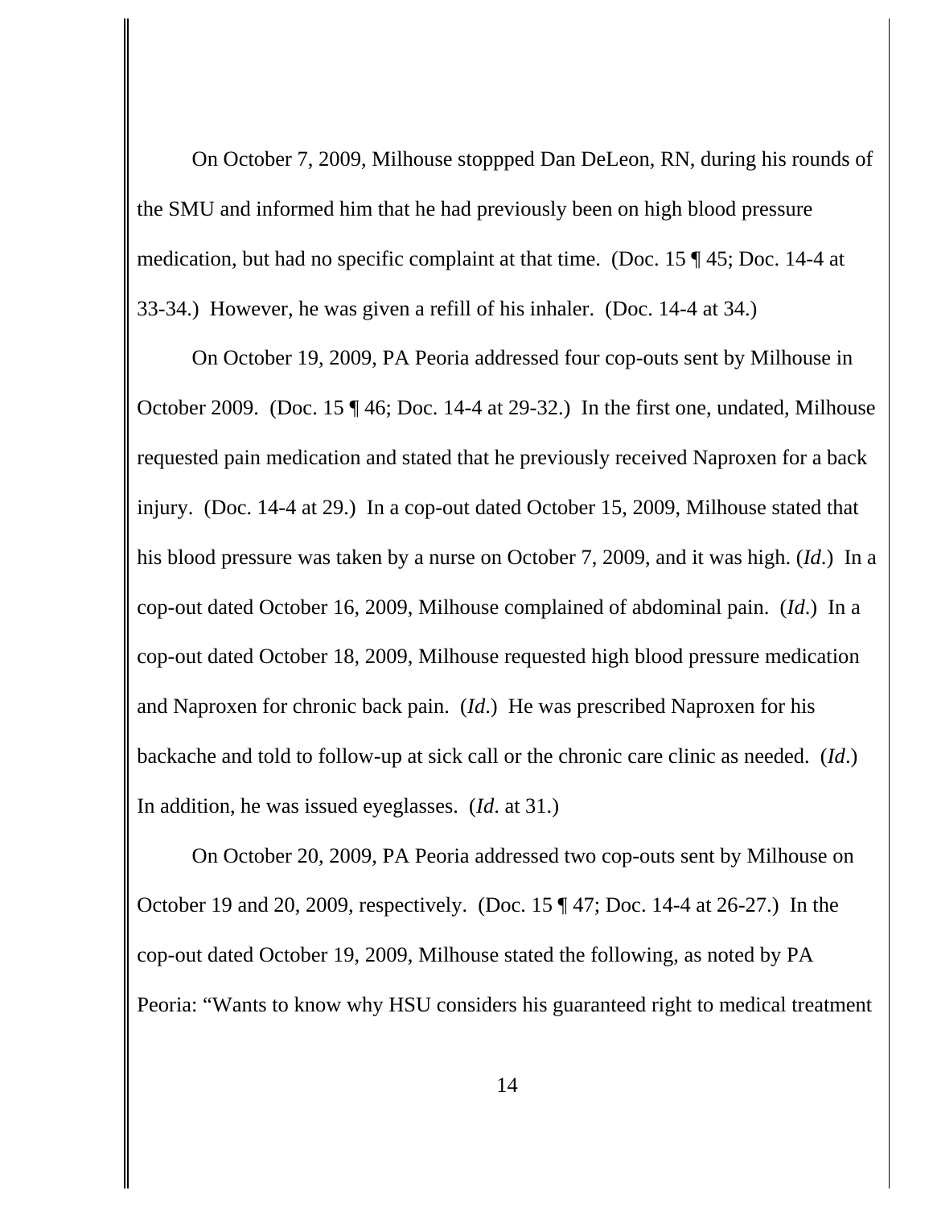On October 7, 2009, Milhouse stoppped Dan DeLeon, RN, during his rounds of the SMU and informed him that he had previously been on high blood pressure medication, but had no specific complaint at that time. (Doc. 15 ¶ 45; Doc. 14-4 at 33-34.) However, he was given a refill of his inhaler. (Doc. 14-4 at 34.)

On October 19, 2009, PA Peoria addressed four cop-outs sent by Milhouse in October 2009. (Doc. 15 ¶ 46; Doc. 14-4 at 29-32.) In the first one, undated, Milhouse requested pain medication and stated that he previously received Naproxen for a back injury. (Doc. 14-4 at 29.) In a cop-out dated October 15, 2009, Milhouse stated that his blood pressure was taken by a nurse on October 7, 2009, and it was high. (*Id*.) In a cop-out dated October 16, 2009, Milhouse complained of abdominal pain. (*Id*.) In a cop-out dated October 18, 2009, Milhouse requested high blood pressure medication and Naproxen for chronic back pain. (*Id*.) He was prescribed Naproxen for his backache and told to follow-up at sick call or the chronic care clinic as needed. (*Id*.) In addition, he was issued eyeglasses. (*Id*. at 31.)

On October 20, 2009, PA Peoria addressed two cop-outs sent by Milhouse on October 19 and 20, 2009, respectively. (Doc. 15 ¶ 47; Doc. 14-4 at 26-27.) In the cop-out dated October 19, 2009, Milhouse stated the following, as noted by PA Peoria: "Wants to know why HSU considers his guaranteed right to medical treatment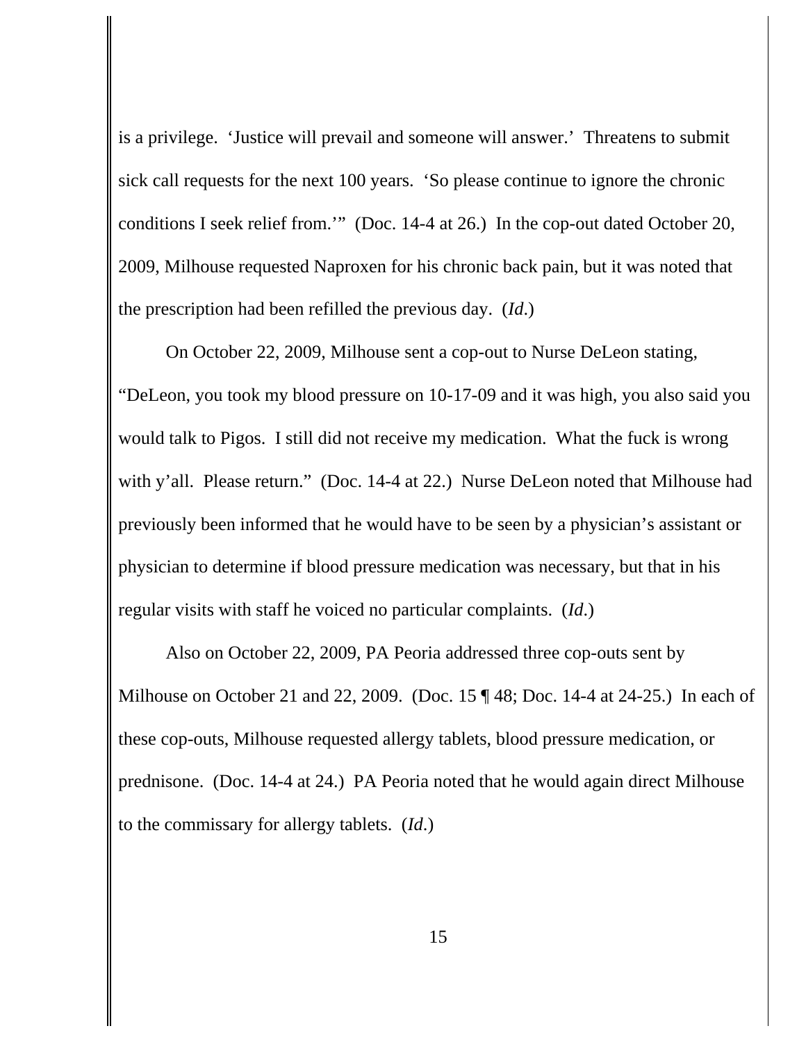is a privilege. 'Justice will prevail and someone will answer.' Threatens to submit sick call requests for the next 100 years. 'So please continue to ignore the chronic conditions I seek relief from.'" (Doc. 14-4 at 26.) In the cop-out dated October 20, 2009, Milhouse requested Naproxen for his chronic back pain, but it was noted that the prescription had been refilled the previous day. (*Id*.)

On October 22, 2009, Milhouse sent a cop-out to Nurse DeLeon stating, "DeLeon, you took my blood pressure on 10-17-09 and it was high, you also said you would talk to Pigos. I still did not receive my medication. What the fuck is wrong with y'all. Please return." (Doc. 14-4 at 22.) Nurse DeLeon noted that Milhouse had previously been informed that he would have to be seen by a physician's assistant or physician to determine if blood pressure medication was necessary, but that in his regular visits with staff he voiced no particular complaints. (*Id*.)

Also on October 22, 2009, PA Peoria addressed three cop-outs sent by Milhouse on October 21 and 22, 2009. (Doc. 15 ¶ 48; Doc. 14-4 at 24-25.) In each of these cop-outs, Milhouse requested allergy tablets, blood pressure medication, or prednisone. (Doc. 14-4 at 24.) PA Peoria noted that he would again direct Milhouse to the commissary for allergy tablets. (*Id*.)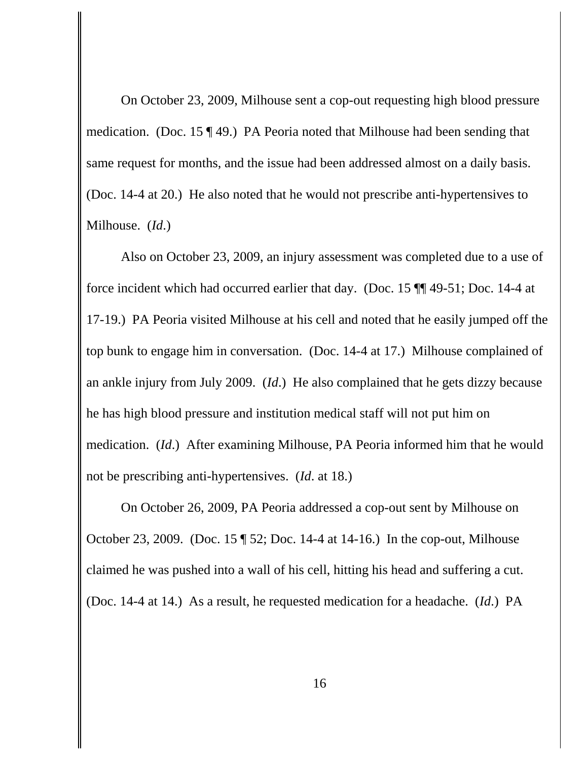On October 23, 2009, Milhouse sent a cop-out requesting high blood pressure medication. (Doc. 15 ¶ 49.) PA Peoria noted that Milhouse had been sending that same request for months, and the issue had been addressed almost on a daily basis. (Doc. 14-4 at 20.) He also noted that he would not prescribe anti-hypertensives to Milhouse. (*Id*.)

Also on October 23, 2009, an injury assessment was completed due to a use of force incident which had occurred earlier that day. (Doc. 15 ¶¶ 49-51; Doc. 14-4 at 17-19.) PA Peoria visited Milhouse at his cell and noted that he easily jumped off the top bunk to engage him in conversation. (Doc. 14-4 at 17.) Milhouse complained of an ankle injury from July 2009. (*Id*.) He also complained that he gets dizzy because he has high blood pressure and institution medical staff will not put him on medication. (*Id*.) After examining Milhouse, PA Peoria informed him that he would not be prescribing anti-hypertensives. (*Id*. at 18.)

On October 26, 2009, PA Peoria addressed a cop-out sent by Milhouse on October 23, 2009. (Doc. 15 ¶ 52; Doc. 14-4 at 14-16.) In the cop-out, Milhouse claimed he was pushed into a wall of his cell, hitting his head and suffering a cut. (Doc. 14-4 at 14.) As a result, he requested medication for a headache. (*Id*.) PA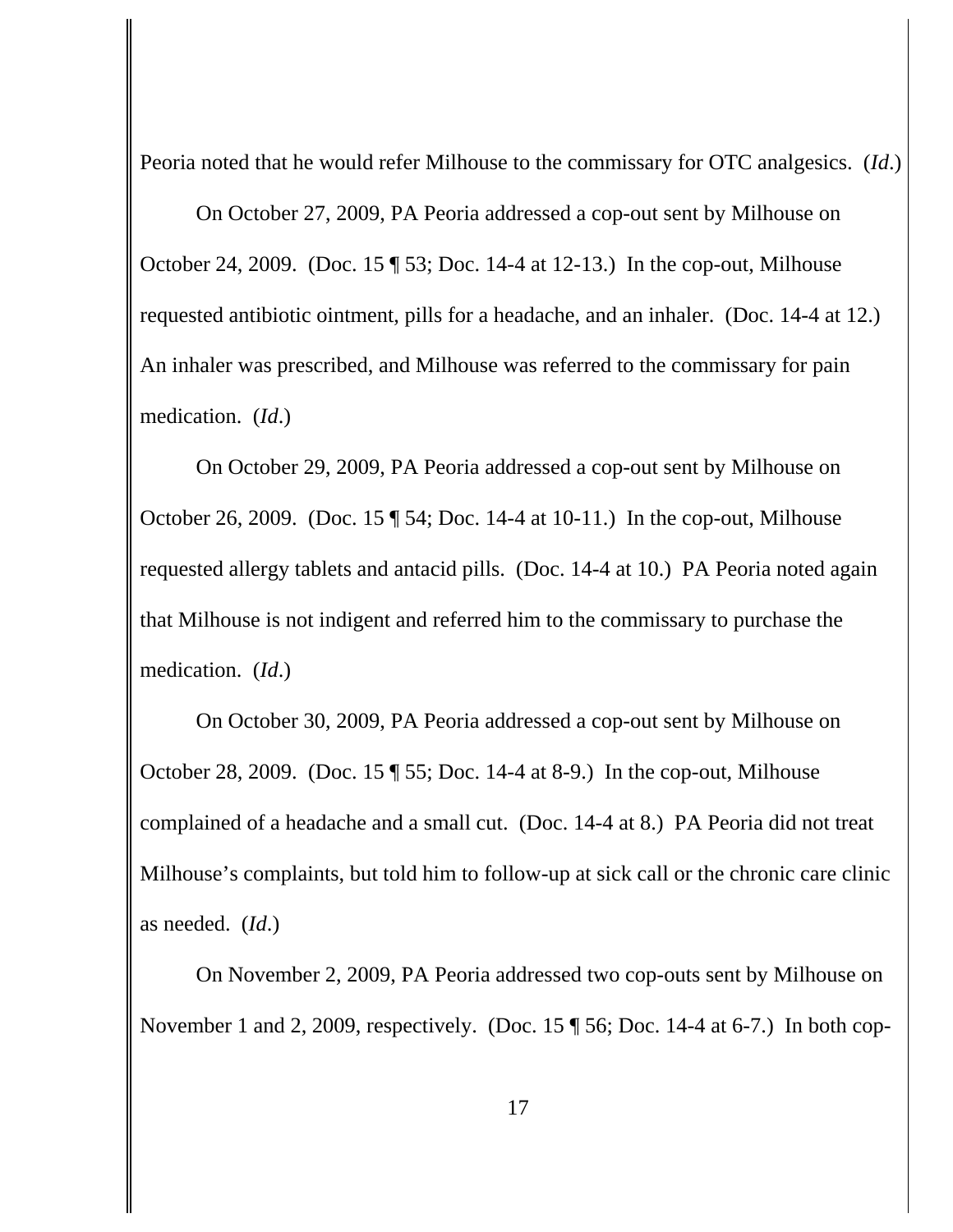Peoria noted that he would refer Milhouse to the commissary for OTC analgesics. (*Id*.)

On October 27, 2009, PA Peoria addressed a cop-out sent by Milhouse on October 24, 2009. (Doc. 15 ¶ 53; Doc. 14-4 at 12-13.) In the cop-out, Milhouse requested antibiotic ointment, pills for a headache, and an inhaler. (Doc. 14-4 at 12.) An inhaler was prescribed, and Milhouse was referred to the commissary for pain medication. (*Id*.)

On October 29, 2009, PA Peoria addressed a cop-out sent by Milhouse on October 26, 2009. (Doc. 15 ¶ 54; Doc. 14-4 at 10-11.) In the cop-out, Milhouse requested allergy tablets and antacid pills. (Doc. 14-4 at 10.) PA Peoria noted again that Milhouse is not indigent and referred him to the commissary to purchase the medication. (*Id*.)

On October 30, 2009, PA Peoria addressed a cop-out sent by Milhouse on October 28, 2009. (Doc. 15 ¶ 55; Doc. 14-4 at 8-9.) In the cop-out, Milhouse complained of a headache and a small cut. (Doc. 14-4 at 8.) PA Peoria did not treat Milhouse's complaints, but told him to follow-up at sick call or the chronic care clinic as needed. (*Id*.)

On November 2, 2009, PA Peoria addressed two cop-outs sent by Milhouse on November 1 and 2, 2009, respectively. (Doc. 15 ¶ 56; Doc. 14-4 at 6-7.) In both cop-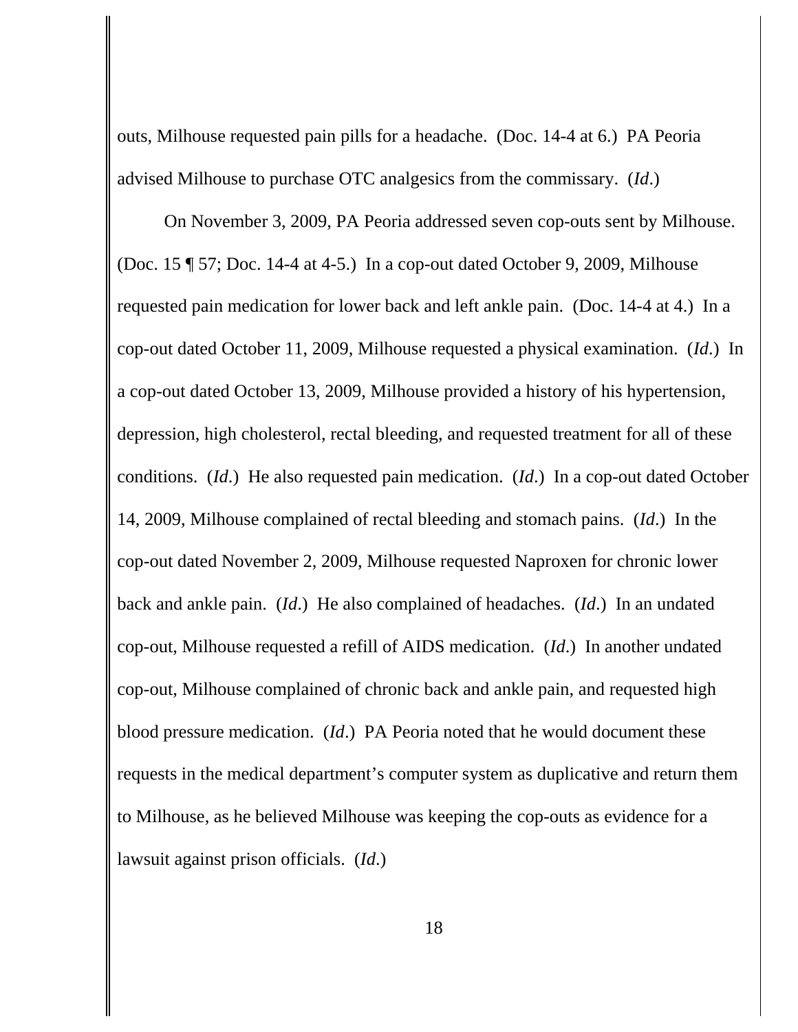outs, Milhouse requested pain pills for a headache. (Doc. 14-4 at 6.) PA Peoria advised Milhouse to purchase OTC analgesics from the commissary. (*Id*.)

On November 3, 2009, PA Peoria addressed seven cop-outs sent by Milhouse. (Doc. 15 ¶ 57; Doc. 14-4 at 4-5.) In a cop-out dated October 9, 2009, Milhouse requested pain medication for lower back and left ankle pain. (Doc. 14-4 at 4.) In a cop-out dated October 11, 2009, Milhouse requested a physical examination. (*Id*.) In a cop-out dated October 13, 2009, Milhouse provided a history of his hypertension, depression, high cholesterol, rectal bleeding, and requested treatment for all of these conditions. (*Id*.) He also requested pain medication. (*Id*.) In a cop-out dated October 14, 2009, Milhouse complained of rectal bleeding and stomach pains. (*Id*.) In the cop-out dated November 2, 2009, Milhouse requested Naproxen for chronic lower back and ankle pain. (*Id*.) He also complained of headaches. (*Id*.) In an undated cop-out, Milhouse requested a refill of AIDS medication. (*Id*.) In another undated cop-out, Milhouse complained of chronic back and ankle pain, and requested high blood pressure medication. (*Id*.) PA Peoria noted that he would document these requests in the medical department's computer system as duplicative and return them to Milhouse, as he believed Milhouse was keeping the cop-outs as evidence for a lawsuit against prison officials. (*Id*.)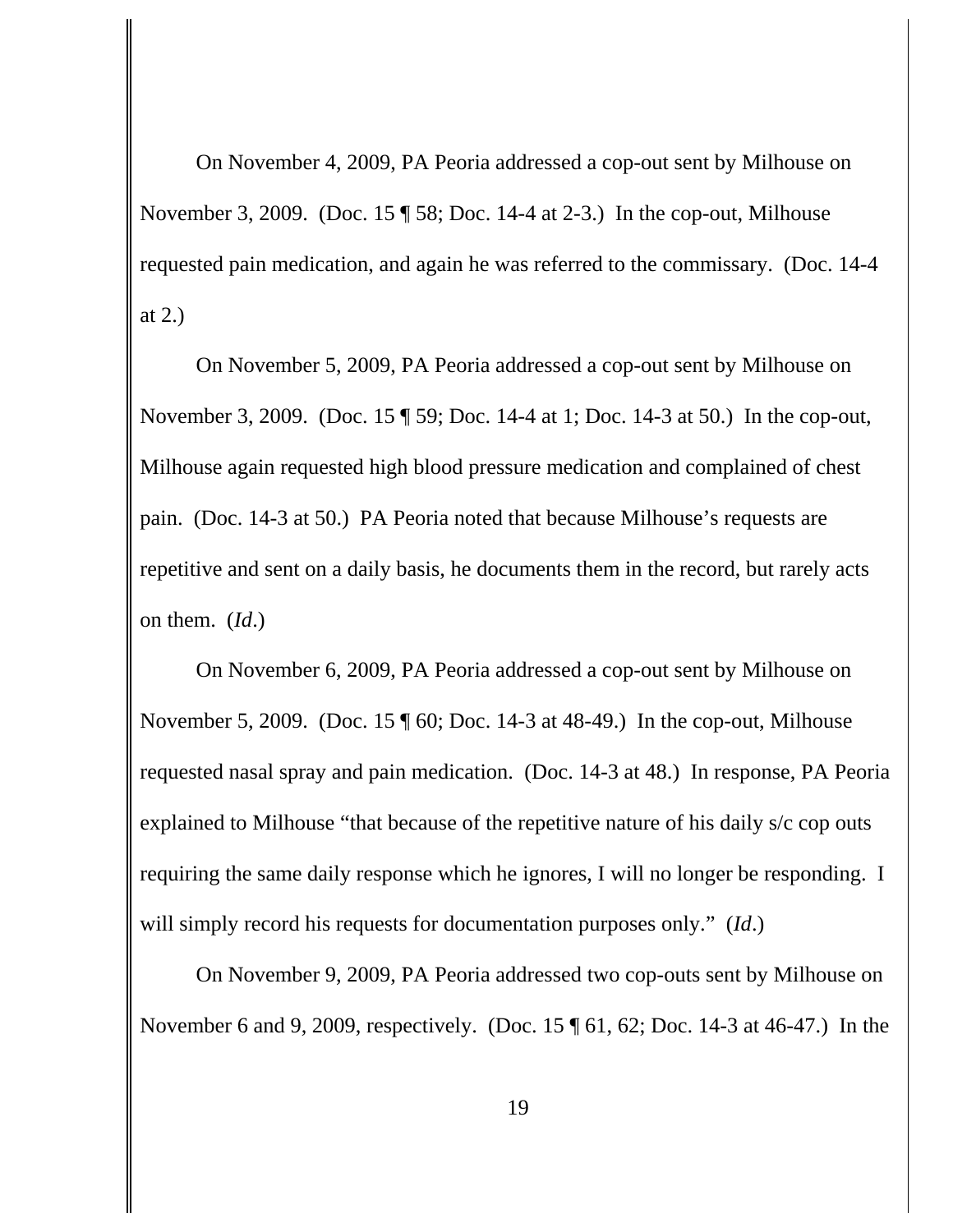On November 4, 2009, PA Peoria addressed a cop-out sent by Milhouse on November 3, 2009. (Doc. 15 ¶ 58; Doc. 14-4 at 2-3.) In the cop-out, Milhouse requested pain medication, and again he was referred to the commissary. (Doc. 14-4 at 2.)

On November 5, 2009, PA Peoria addressed a cop-out sent by Milhouse on November 3, 2009. (Doc. 15 ¶ 59; Doc. 14-4 at 1; Doc. 14-3 at 50.) In the cop-out, Milhouse again requested high blood pressure medication and complained of chest pain. (Doc. 14-3 at 50.) PA Peoria noted that because Milhouse's requests are repetitive and sent on a daily basis, he documents them in the record, but rarely acts on them. (*Id*.)

On November 6, 2009, PA Peoria addressed a cop-out sent by Milhouse on November 5, 2009. (Doc. 15 ¶ 60; Doc. 14-3 at 48-49.) In the cop-out, Milhouse requested nasal spray and pain medication. (Doc. 14-3 at 48.) In response, PA Peoria explained to Milhouse "that because of the repetitive nature of his daily s/c cop outs requiring the same daily response which he ignores, I will no longer be responding. I will simply record his requests for documentation purposes only." (*Id*.)

On November 9, 2009, PA Peoria addressed two cop-outs sent by Milhouse on November 6 and 9, 2009, respectively. (Doc. 15 ¶ 61, 62; Doc. 14-3 at 46-47.) In the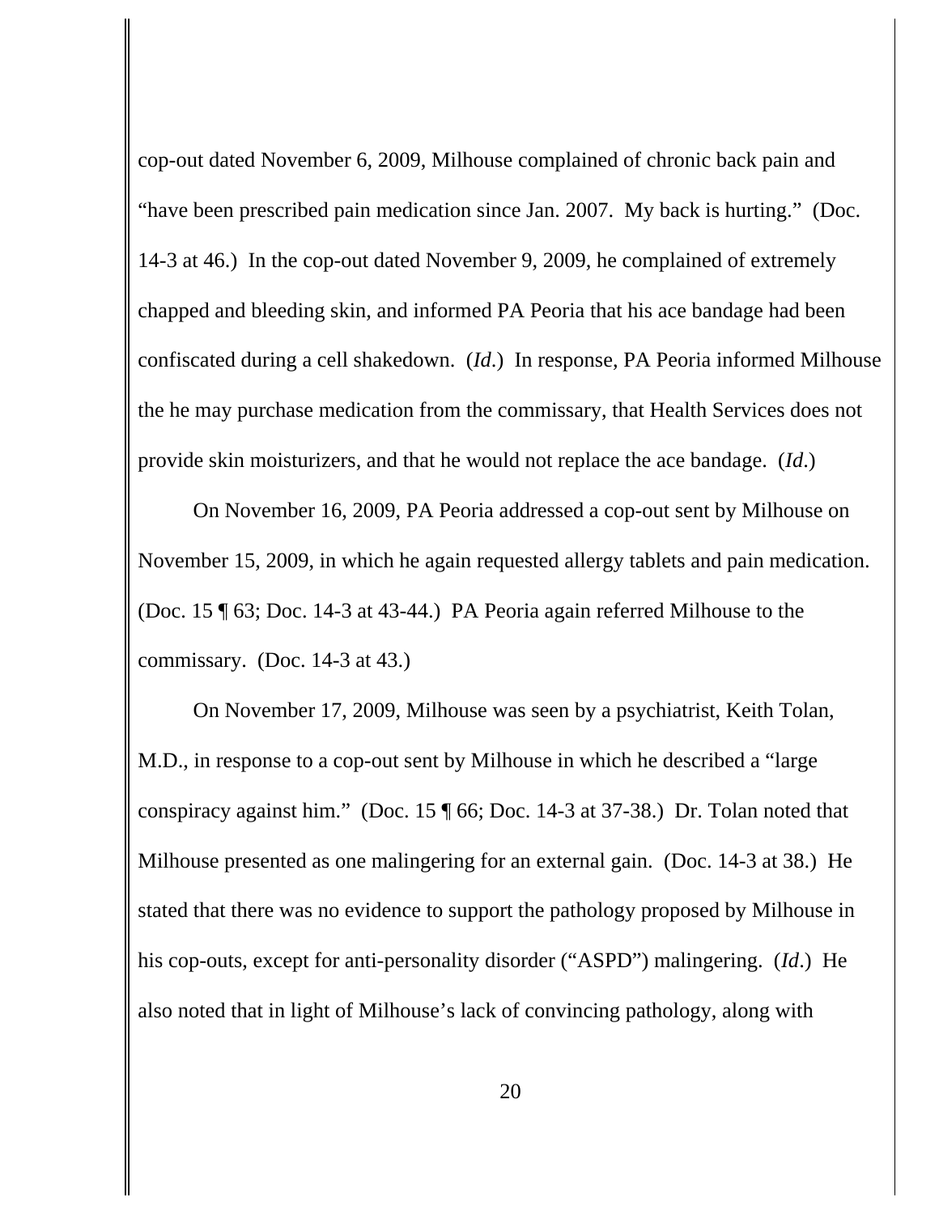cop-out dated November 6, 2009, Milhouse complained of chronic back pain and "have been prescribed pain medication since Jan. 2007. My back is hurting." (Doc. 14-3 at 46.) In the cop-out dated November 9, 2009, he complained of extremely chapped and bleeding skin, and informed PA Peoria that his ace bandage had been confiscated during a cell shakedown. (*Id*.) In response, PA Peoria informed Milhouse the he may purchase medication from the commissary, that Health Services does not provide skin moisturizers, and that he would not replace the ace bandage. (*Id*.)

On November 16, 2009, PA Peoria addressed a cop-out sent by Milhouse on November 15, 2009, in which he again requested allergy tablets and pain medication. (Doc. 15 ¶ 63; Doc. 14-3 at 43-44.) PA Peoria again referred Milhouse to the commissary. (Doc. 14-3 at 43.)

On November 17, 2009, Milhouse was seen by a psychiatrist, Keith Tolan, M.D., in response to a cop-out sent by Milhouse in which he described a "large conspiracy against him." (Doc. 15 ¶ 66; Doc. 14-3 at 37-38.) Dr. Tolan noted that Milhouse presented as one malingering for an external gain. (Doc. 14-3 at 38.) He stated that there was no evidence to support the pathology proposed by Milhouse in his cop-outs, except for anti-personality disorder ("ASPD") malingering. (*Id*.) He also noted that in light of Milhouse's lack of convincing pathology, along with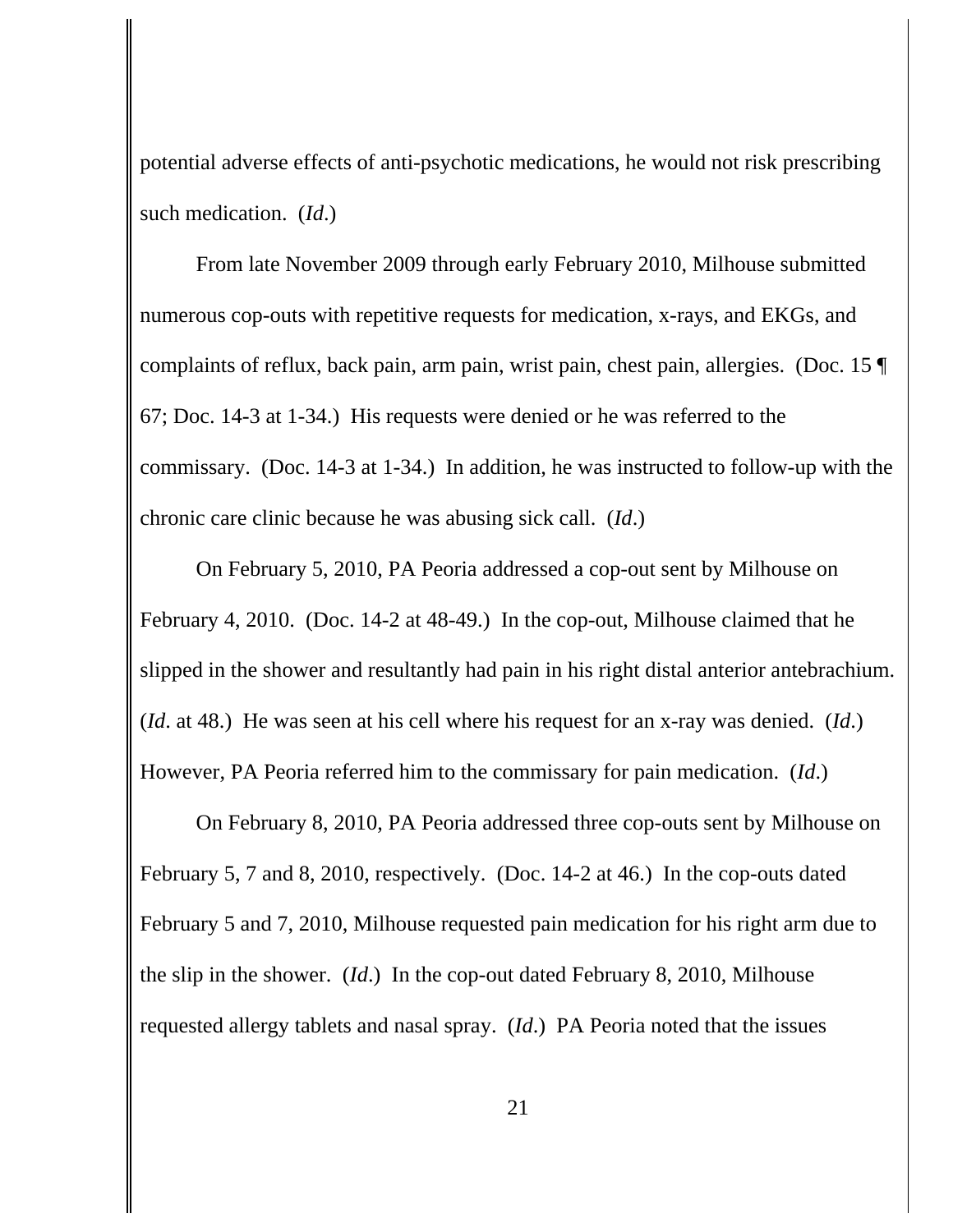potential adverse effects of anti-psychotic medications, he would not risk prescribing such medication. (*Id*.)

From late November 2009 through early February 2010, Milhouse submitted numerous cop-outs with repetitive requests for medication, x-rays, and EKGs, and complaints of reflux, back pain, arm pain, wrist pain, chest pain, allergies. (Doc. 15 ¶ 67; Doc. 14-3 at 1-34.) His requests were denied or he was referred to the commissary. (Doc. 14-3 at 1-34.) In addition, he was instructed to follow-up with the chronic care clinic because he was abusing sick call. (*Id*.)

On February 5, 2010, PA Peoria addressed a cop-out sent by Milhouse on February 4, 2010. (Doc. 14-2 at 48-49.) In the cop-out, Milhouse claimed that he slipped in the shower and resultantly had pain in his right distal anterior antebrachium. (*Id*. at 48.) He was seen at his cell where his request for an x-ray was denied. (*Id*.) However, PA Peoria referred him to the commissary for pain medication. (*Id*.)

On February 8, 2010, PA Peoria addressed three cop-outs sent by Milhouse on February 5, 7 and 8, 2010, respectively. (Doc. 14-2 at 46.) In the cop-outs dated February 5 and 7, 2010, Milhouse requested pain medication for his right arm due to the slip in the shower. (*Id*.) In the cop-out dated February 8, 2010, Milhouse requested allergy tablets and nasal spray. (*Id*.) PA Peoria noted that the issues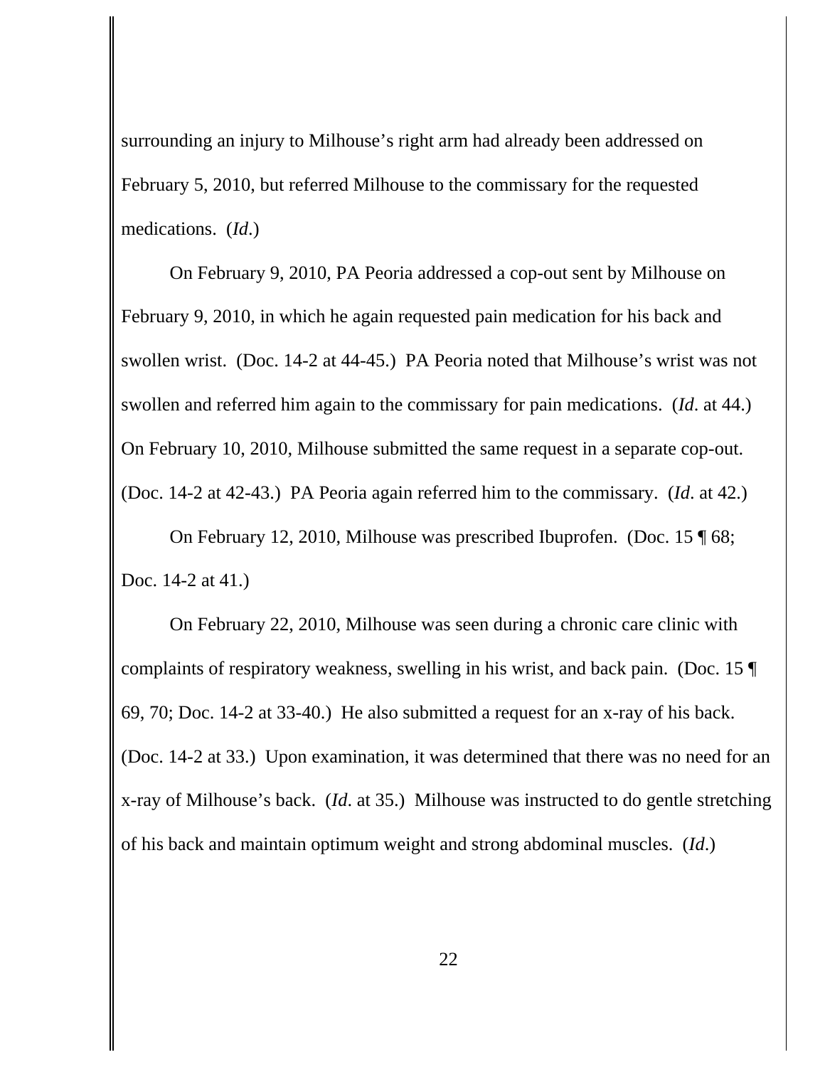surrounding an injury to Milhouse's right arm had already been addressed on February 5, 2010, but referred Milhouse to the commissary for the requested medications. (*Id*.)

On February 9, 2010, PA Peoria addressed a cop-out sent by Milhouse on February 9, 2010, in which he again requested pain medication for his back and swollen wrist. (Doc. 14-2 at 44-45.) PA Peoria noted that Milhouse's wrist was not swollen and referred him again to the commissary for pain medications. (*Id*. at 44.) On February 10, 2010, Milhouse submitted the same request in a separate cop-out. (Doc. 14-2 at 42-43.) PA Peoria again referred him to the commissary. (*Id*. at 42.)

On February 12, 2010, Milhouse was prescribed Ibuprofen. (Doc. 15 ¶ 68; Doc. 14-2 at 41.)

On February 22, 2010, Milhouse was seen during a chronic care clinic with complaints of respiratory weakness, swelling in his wrist, and back pain. (Doc. 15 ¶ 69, 70; Doc. 14-2 at 33-40.) He also submitted a request for an x-ray of his back. (Doc. 14-2 at 33.) Upon examination, it was determined that there was no need for an x-ray of Milhouse's back. (*Id*. at 35.) Milhouse was instructed to do gentle stretching of his back and maintain optimum weight and strong abdominal muscles. (*Id*.)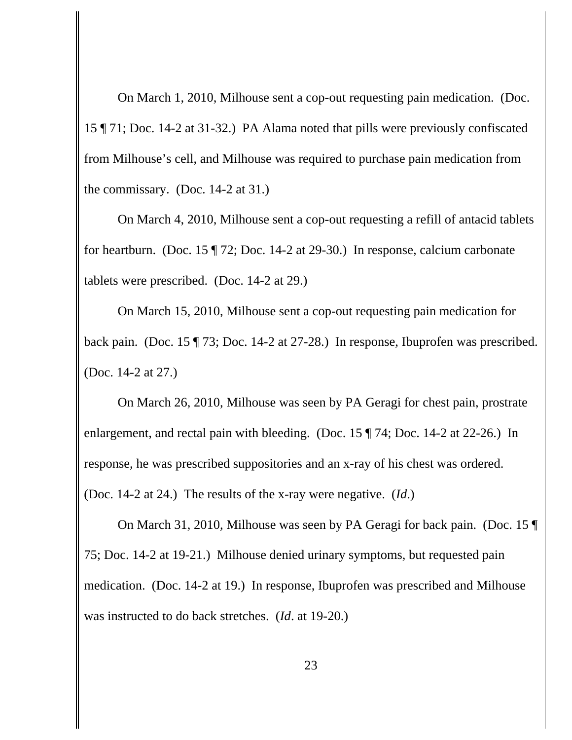On March 1, 2010, Milhouse sent a cop-out requesting pain medication. (Doc. 15 ¶ 71; Doc. 14-2 at 31-32.) PA Alama noted that pills were previously confiscated from Milhouse's cell, and Milhouse was required to purchase pain medication from the commissary. (Doc. 14-2 at 31.)

On March 4, 2010, Milhouse sent a cop-out requesting a refill of antacid tablets for heartburn. (Doc. 15 ¶ 72; Doc. 14-2 at 29-30.) In response, calcium carbonate tablets were prescribed. (Doc. 14-2 at 29.)

On March 15, 2010, Milhouse sent a cop-out requesting pain medication for back pain. (Doc. 15 ¶ 73; Doc. 14-2 at 27-28.) In response, Ibuprofen was prescribed. (Doc. 14-2 at 27.)

On March 26, 2010, Milhouse was seen by PA Geragi for chest pain, prostrate enlargement, and rectal pain with bleeding. (Doc. 15 ¶ 74; Doc. 14-2 at 22-26.) In response, he was prescribed suppositories and an x-ray of his chest was ordered. (Doc. 14-2 at 24.) The results of the x-ray were negative. (*Id*.)

On March 31, 2010, Milhouse was seen by PA Geragi for back pain. (Doc. 15 ¶ 75; Doc. 14-2 at 19-21.) Milhouse denied urinary symptoms, but requested pain medication. (Doc. 14-2 at 19.) In response, Ibuprofen was prescribed and Milhouse was instructed to do back stretches. (*Id*. at 19-20.)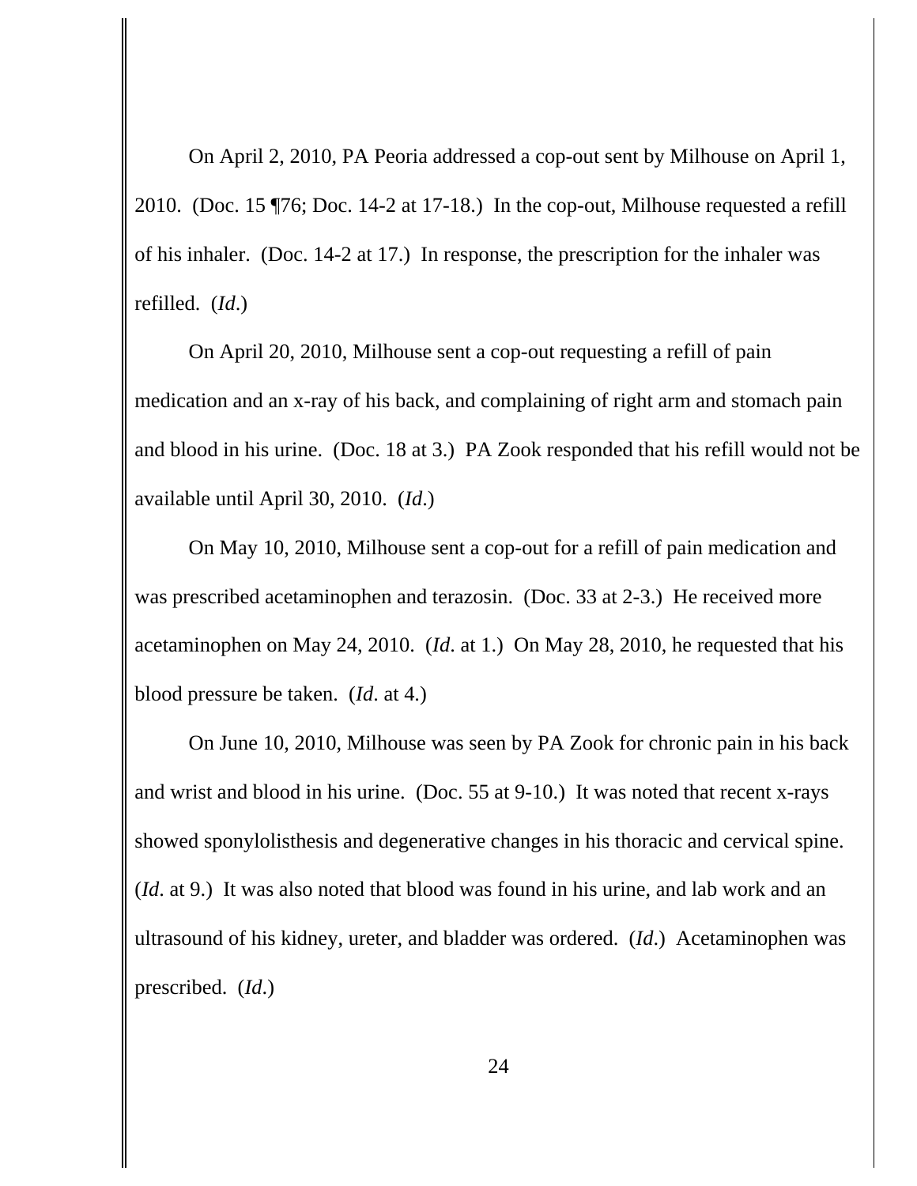On April 2, 2010, PA Peoria addressed a cop-out sent by Milhouse on April 1, 2010. (Doc. 15 ¶76; Doc. 14-2 at 17-18.) In the cop-out, Milhouse requested a refill of his inhaler. (Doc. 14-2 at 17.) In response, the prescription for the inhaler was refilled. (*Id*.)

On April 20, 2010, Milhouse sent a cop-out requesting a refill of pain medication and an x-ray of his back, and complaining of right arm and stomach pain and blood in his urine. (Doc. 18 at 3.) PA Zook responded that his refill would not be available until April 30, 2010. (*Id*.)

On May 10, 2010, Milhouse sent a cop-out for a refill of pain medication and was prescribed acetaminophen and terazosin. (Doc. 33 at 2-3.) He received more acetaminophen on May 24, 2010. (*Id*. at 1.) On May 28, 2010, he requested that his blood pressure be taken. (*Id*. at 4.)

On June 10, 2010, Milhouse was seen by PA Zook for chronic pain in his back and wrist and blood in his urine. (Doc. 55 at 9-10.) It was noted that recent x-rays showed sponylolisthesis and degenerative changes in his thoracic and cervical spine. (*Id*. at 9.) It was also noted that blood was found in his urine, and lab work and an ultrasound of his kidney, ureter, and bladder was ordered. (*Id*.) Acetaminophen was prescribed. (*Id*.)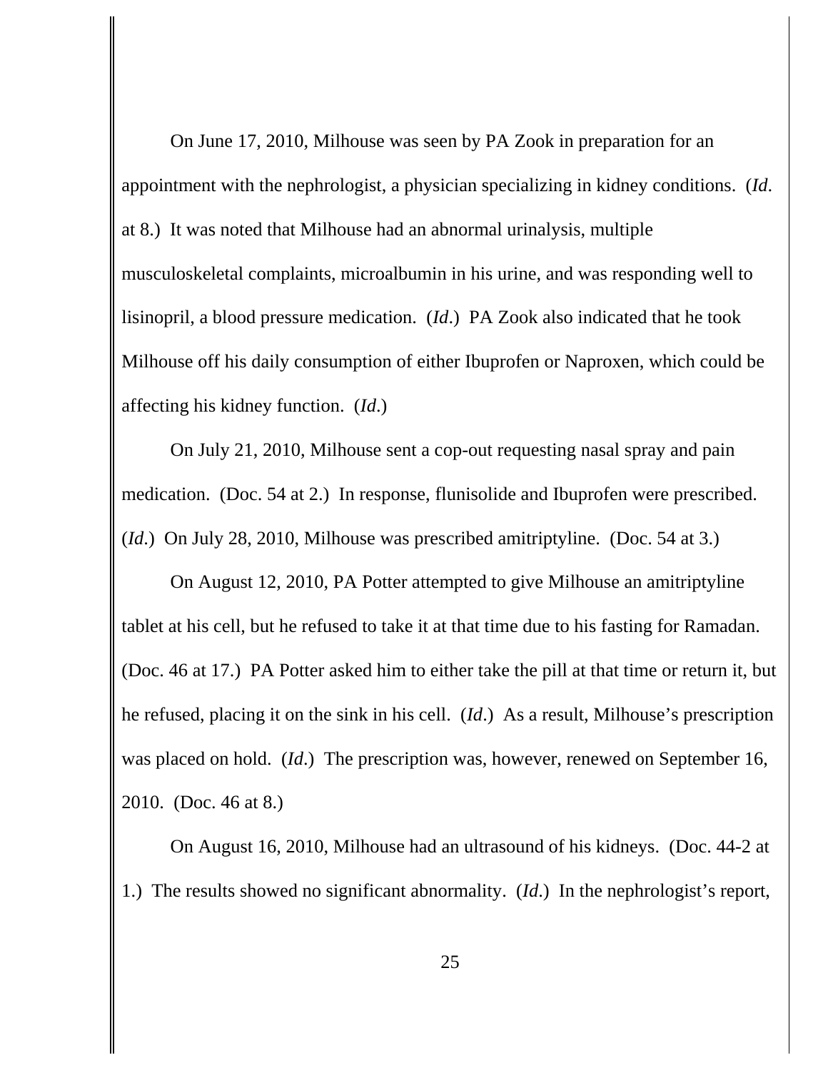On June 17, 2010, Milhouse was seen by PA Zook in preparation for an appointment with the nephrologist, a physician specializing in kidney conditions. (*Id*. at 8.) It was noted that Milhouse had an abnormal urinalysis, multiple musculoskeletal complaints, microalbumin in his urine, and was responding well to lisinopril, a blood pressure medication. (*Id*.) PA Zook also indicated that he took Milhouse off his daily consumption of either Ibuprofen or Naproxen, which could be affecting his kidney function. (*Id*.)

On July 21, 2010, Milhouse sent a cop-out requesting nasal spray and pain medication. (Doc. 54 at 2.) In response, flunisolide and Ibuprofen were prescribed. (*Id*.) On July 28, 2010, Milhouse was prescribed amitriptyline. (Doc. 54 at 3.)

On August 12, 2010, PA Potter attempted to give Milhouse an amitriptyline tablet at his cell, but he refused to take it at that time due to his fasting for Ramadan. (Doc. 46 at 17.) PA Potter asked him to either take the pill at that time or return it, but he refused, placing it on the sink in his cell. (*Id*.) As a result, Milhouse's prescription was placed on hold. (*Id*.) The prescription was, however, renewed on September 16, 2010. (Doc. 46 at 8.)

On August 16, 2010, Milhouse had an ultrasound of his kidneys. (Doc. 44-2 at 1.) The results showed no significant abnormality. (*Id*.) In the nephrologist's report,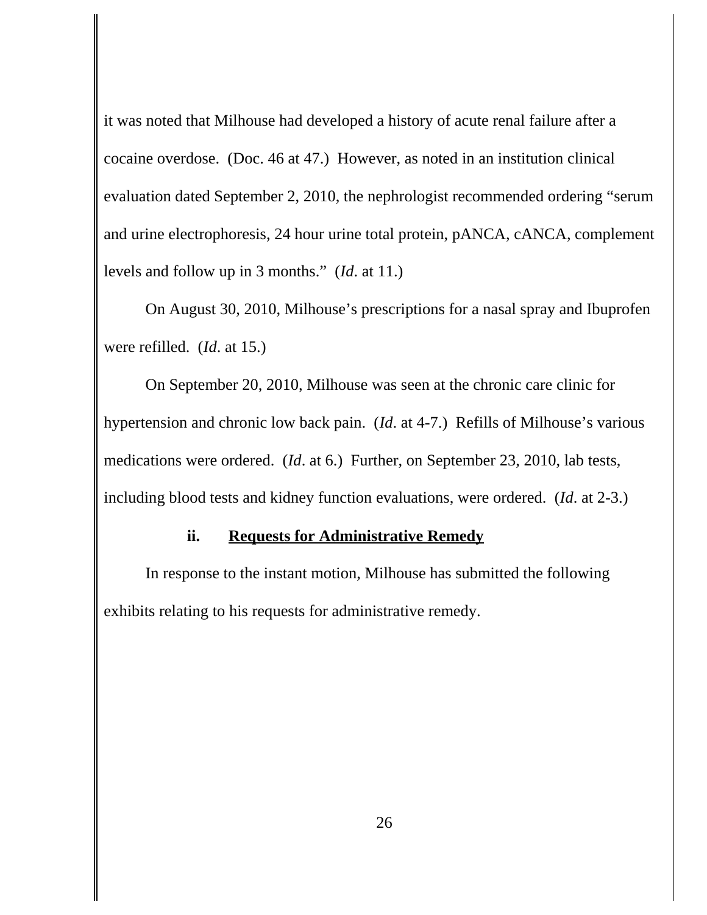it was noted that Milhouse had developed a history of acute renal failure after a cocaine overdose. (Doc. 46 at 47.) However, as noted in an institution clinical evaluation dated September 2, 2010, the nephrologist recommended ordering "serum and urine electrophoresis, 24 hour urine total protein, pANCA, cANCA, complement levels and follow up in 3 months." (*Id*. at 11.)

On August 30, 2010, Milhouse's prescriptions for a nasal spray and Ibuprofen were refilled. (*Id*. at 15.)

On September 20, 2010, Milhouse was seen at the chronic care clinic for hypertension and chronic low back pain. (*Id*. at 4-7.) Refills of Milhouse's various medications were ordered. (*Id*. at 6.) Further, on September 23, 2010, lab tests, including blood tests and kidney function evaluations, were ordered. (*Id*. at 2-3.)

#### ii. <u>Requests for Administrative Remedy</u>

In response to the instant motion, Milhouse has submitted the following exhibits relating to his requests for administrative remedy.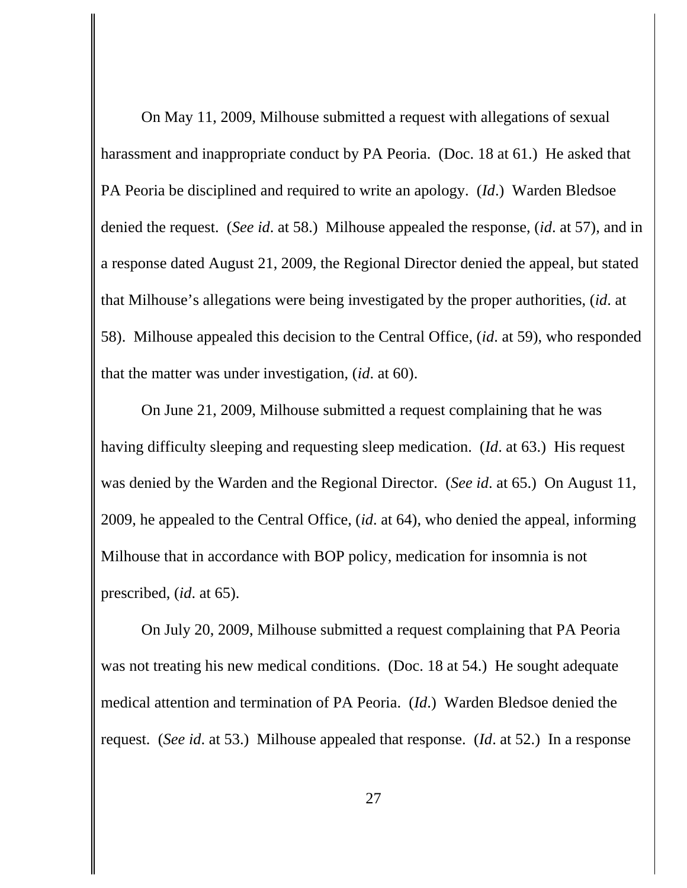On May 11, 2009, Milhouse submitted a request with allegations of sexual harassment and inappropriate conduct by PA Peoria. (Doc. 18 at 61.) He asked that PA Peoria be disciplined and required to write an apology. (*Id*.) Warden Bledsoe denied the request. (*See id*. at 58.) Milhouse appealed the response, (*id*. at 57), and in a response dated August 21, 2009, the Regional Director denied the appeal, but stated that Milhouse's allegations were being investigated by the proper authorities, (*id*. at 58). Milhouse appealed this decision to the Central Office, (*id*. at 59), who responded that the matter was under investigation, (*id*. at 60).

On June 21, 2009, Milhouse submitted a request complaining that he was having difficulty sleeping and requesting sleep medication. (*Id*. at 63.) His request was denied by the Warden and the Regional Director. (*See id*. at 65.) On August 11, 2009, he appealed to the Central Office, (*id*. at 64), who denied the appeal, informing Milhouse that in accordance with BOP policy, medication for insomnia is not prescribed, (*id*. at 65).

On July 20, 2009, Milhouse submitted a request complaining that PA Peoria was not treating his new medical conditions. (Doc. 18 at 54.) He sought adequate medical attention and termination of PA Peoria. (*Id*.) Warden Bledsoe denied the request. (*See id*. at 53.) Milhouse appealed that response. (*Id*. at 52.) In a response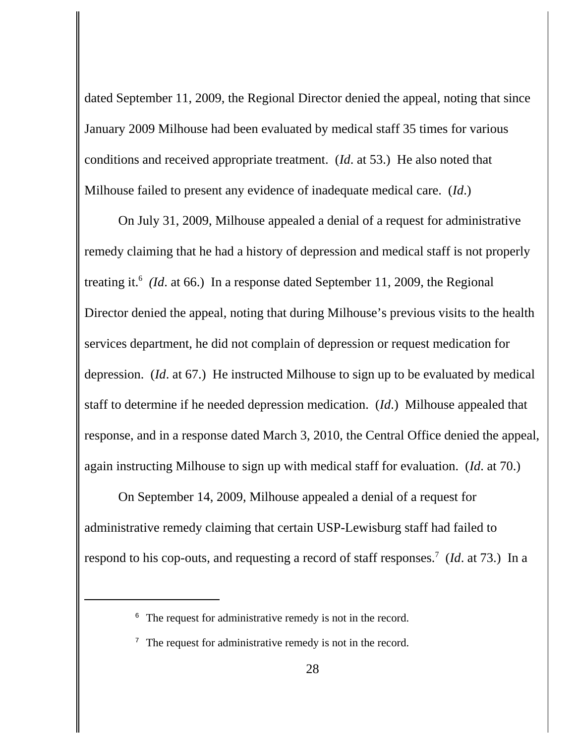dated September 11, 2009, the Regional Director denied the appeal, noting that since January 2009 Milhouse had been evaluated by medical staff 35 times for various conditions and received appropriate treatment. (*Id*. at 53.) He also noted that Milhouse failed to present any evidence of inadequate medical care. (*Id*.)

On July 31, 2009, Milhouse appealed a denial of a request for administrative remedy claiming that he had a history of depression and medical staff is not properly treating it.[6] (*Id*. at 66.) In a response dated September 11, 2009, the Regional Director denied the appeal, noting that during Milhouse's previous visits to the health services department, he did not complain of depression or request medication for depression. (*Id*. at 67.) He instructed Milhouse to sign up to be evaluated by medical staff to determine if he needed depression medication. (*Id*.) Milhouse appealed that response, and in a response dated March 3, 2010, the Central Office denied the appeal, again instructing Milhouse to sign up with medical staff for evaluation. (*Id*. at 70.)

On September 14, 2009, Milhouse appealed a denial of a request for administrative remedy claiming that certain USP-Lewisburg staff had failed to respond to his cop-outs, and requesting a record of staff responses.[7] (*Id*. at 73.) In a

---

[6] The request for administrative remedy is not in the record.

[7] The request for administrative remedy is not in the record.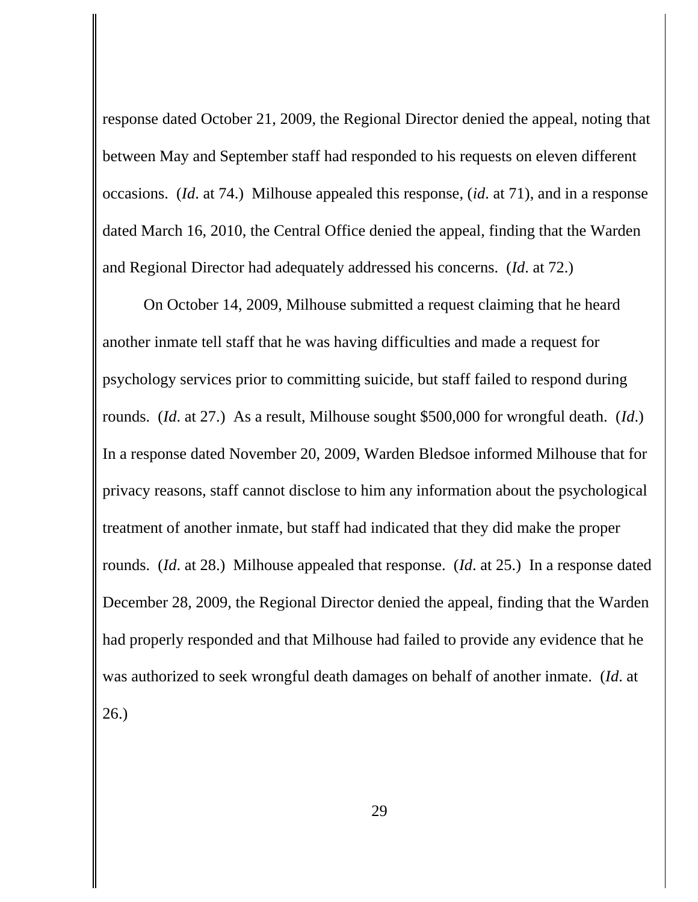response dated October 21, 2009, the Regional Director denied the appeal, noting that between May and September staff had responded to his requests on eleven different occasions. (*Id*. at 74.) Milhouse appealed this response, (*id*. at 71), and in a response dated March 16, 2010, the Central Office denied the appeal, finding that the Warden and Regional Director had adequately addressed his concerns. (*Id*. at 72.)

On October 14, 2009, Milhouse submitted a request claiming that he heard another inmate tell staff that he was having difficulties and made a request for psychology services prior to committing suicide, but staff failed to respond during rounds. (*Id*. at 27.) As a result, Milhouse sought $500,000 for wrongful death. (*Id*.) In a response dated November 20, 2009, Warden Bledsoe informed Milhouse that for privacy reasons, staff cannot disclose to him any information about the psychological treatment of another inmate, but staff had indicated that they did make the proper rounds. (*Id*. at 28.) Milhouse appealed that response. (*Id*. at 25.) In a response dated December 28, 2009, the Regional Director denied the appeal, finding that the Warden had properly responded and that Milhouse had failed to provide any evidence that he was authorized to seek wrongful death damages on behalf of another inmate. (*Id*. at 26.)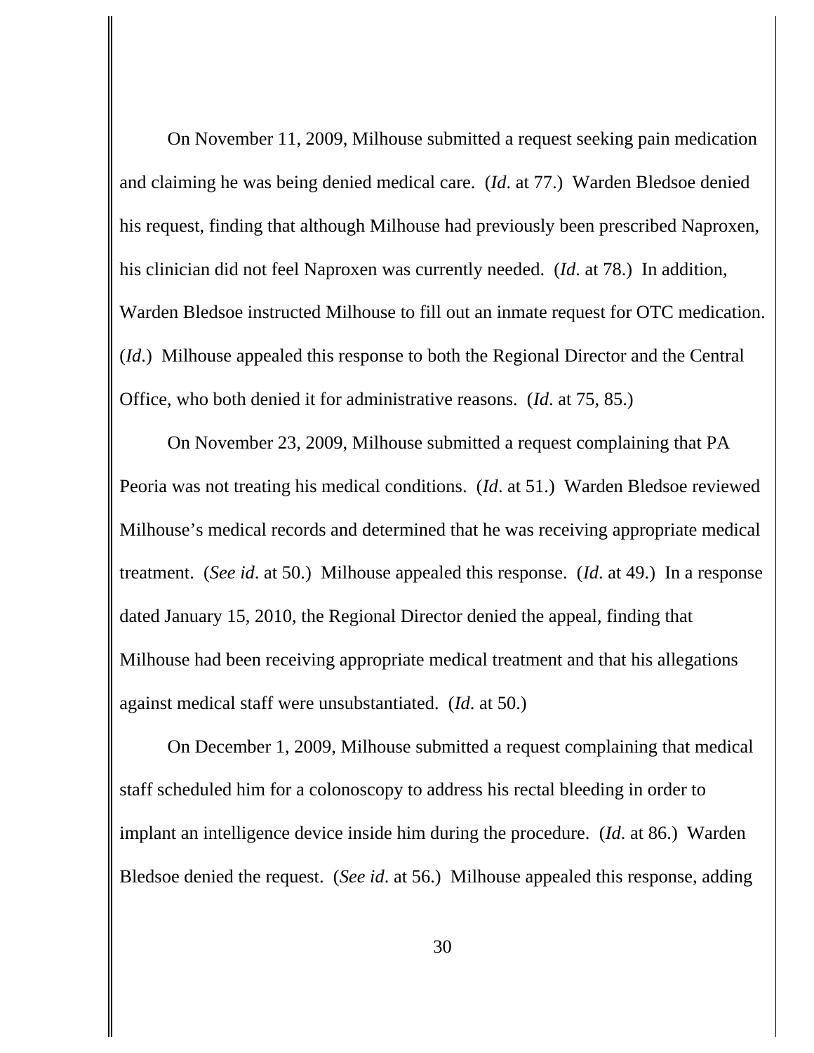On November 11, 2009, Milhouse submitted a request seeking pain medication and claiming he was being denied medical care. (*Id*. at 77.) Warden Bledsoe denied his request, finding that although Milhouse had previously been prescribed Naproxen, his clinician did not feel Naproxen was currently needed. (*Id*. at 78.) In addition, Warden Bledsoe instructed Milhouse to fill out an inmate request for OTC medication. (*Id*.) Milhouse appealed this response to both the Regional Director and the Central Office, who both denied it for administrative reasons. (*Id*. at 75, 85.)

On November 23, 2009, Milhouse submitted a request complaining that PA Peoria was not treating his medical conditions. (*Id*. at 51.) Warden Bledsoe reviewed Milhouse's medical records and determined that he was receiving appropriate medical treatment. (*See id*. at 50.) Milhouse appealed this response. (*Id*. at 49.) In a response dated January 15, 2010, the Regional Director denied the appeal, finding that Milhouse had been receiving appropriate medical treatment and that his allegations against medical staff were unsubstantiated. (*Id*. at 50.)

On December 1, 2009, Milhouse submitted a request complaining that medical staff scheduled him for a colonoscopy to address his rectal bleeding in order to implant an intelligence device inside him during the procedure. (*Id*. at 86.) Warden Bledsoe denied the request. (*See id*. at 56.) Milhouse appealed this response, adding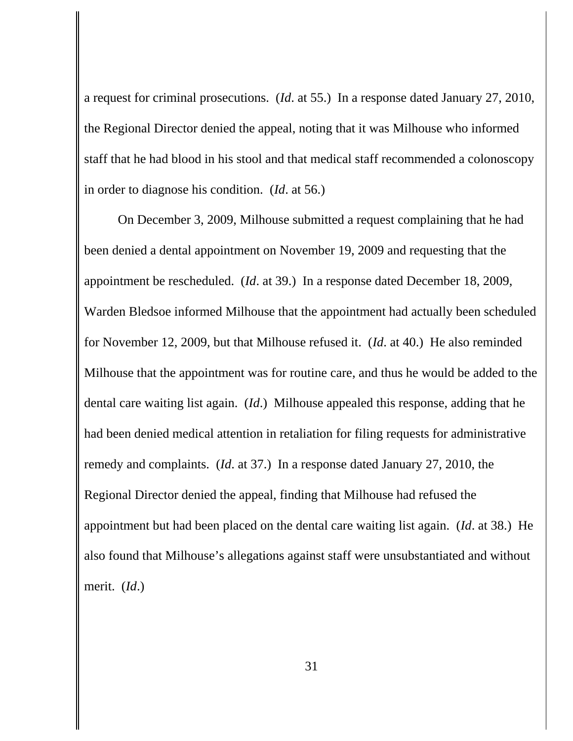a request for criminal prosecutions. (*Id*. at 55.) In a response dated January 27, 2010, the Regional Director denied the appeal, noting that it was Milhouse who informed staff that he had blood in his stool and that medical staff recommended a colonoscopy in order to diagnose his condition. (*Id*. at 56.)

On December 3, 2009, Milhouse submitted a request complaining that he had been denied a dental appointment on November 19, 2009 and requesting that the appointment be rescheduled. (*Id*. at 39.) In a response dated December 18, 2009, Warden Bledsoe informed Milhouse that the appointment had actually been scheduled for November 12, 2009, but that Milhouse refused it. (*Id*. at 40.) He also reminded Milhouse that the appointment was for routine care, and thus he would be added to the dental care waiting list again. (*Id*.) Milhouse appealed this response, adding that he had been denied medical attention in retaliation for filing requests for administrative remedy and complaints. (*Id*. at 37.) In a response dated January 27, 2010, the Regional Director denied the appeal, finding that Milhouse had refused the appointment but had been placed on the dental care waiting list again. (*Id*. at 38.) He also found that Milhouse's allegations against staff were unsubstantiated and without merit. (*Id*.)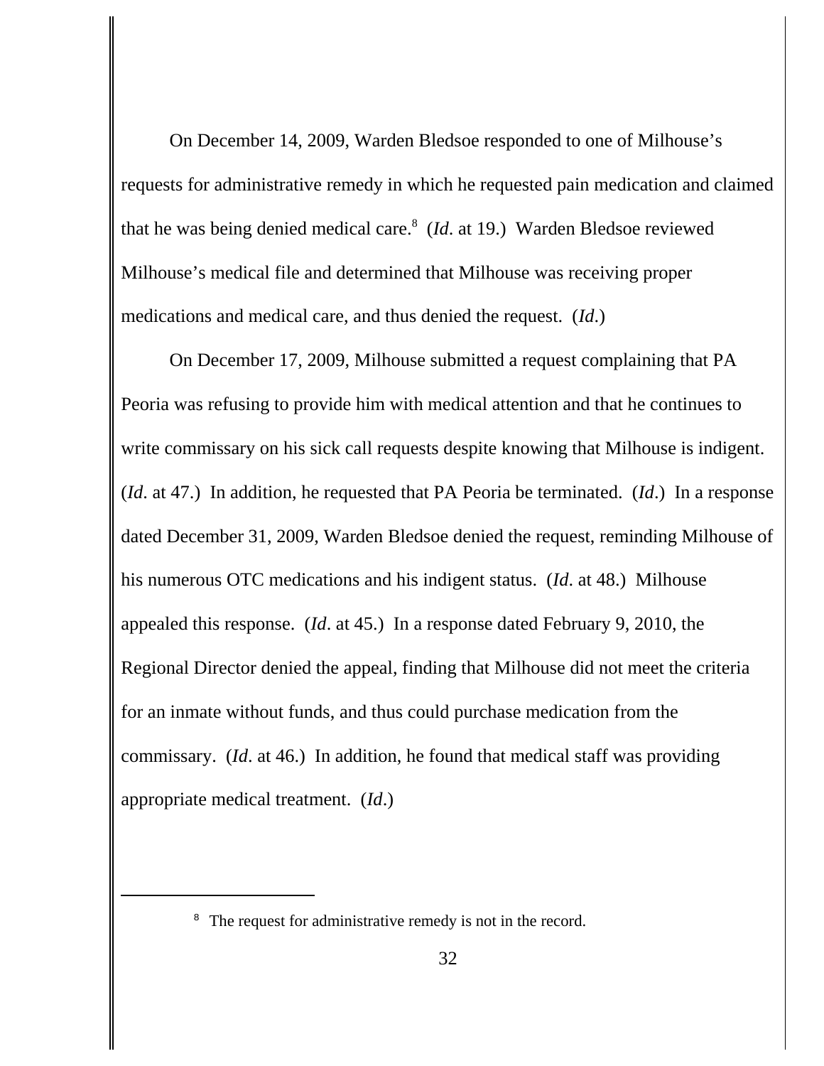On December 14, 2009, Warden Bledsoe responded to one of Milhouse's requests for administrative remedy in which he requested pain medication and claimed that he was being denied medical care.[8] (*Id*. at 19.) Warden Bledsoe reviewed Milhouse's medical file and determined that Milhouse was receiving proper medications and medical care, and thus denied the request. (*Id*.)

On December 17, 2009, Milhouse submitted a request complaining that PA Peoria was refusing to provide him with medical attention and that he continues to write commissary on his sick call requests despite knowing that Milhouse is indigent. (*Id*. at 47.) In addition, he requested that PA Peoria be terminated. (*Id*.) In a response dated December 31, 2009, Warden Bledsoe denied the request, reminding Milhouse of his numerous OTC medications and his indigent status. (*Id*. at 48.) Milhouse appealed this response. (*Id*. at 45.) In a response dated February 9, 2010, the Regional Director denied the appeal, finding that Milhouse did not meet the criteria for an inmate without funds, and thus could purchase medication from the commissary. (*Id*. at 46.) In addition, he found that medical staff was providing appropriate medical treatment. (*Id*.)

---

[8] The request for administrative remedy is not in the record.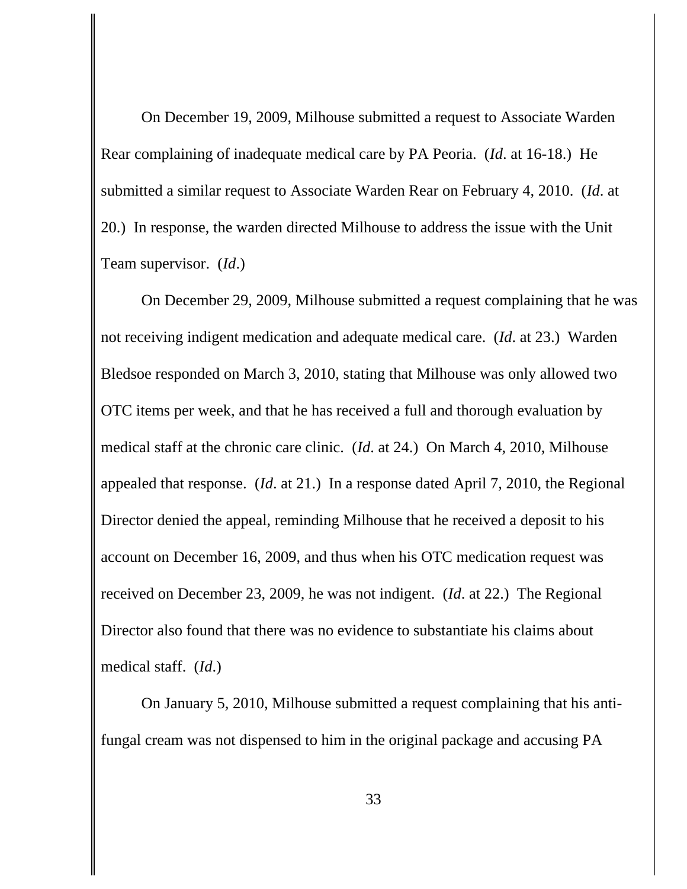On December 19, 2009, Milhouse submitted a request to Associate Warden Rear complaining of inadequate medical care by PA Peoria. (*Id*. at 16-18.) He submitted a similar request to Associate Warden Rear on February 4, 2010. (*Id*. at 20.) In response, the warden directed Milhouse to address the issue with the Unit Team supervisor. (*Id*.)

On December 29, 2009, Milhouse submitted a request complaining that he was not receiving indigent medication and adequate medical care. (*Id*. at 23.) Warden Bledsoe responded on March 3, 2010, stating that Milhouse was only allowed two OTC items per week, and that he has received a full and thorough evaluation by medical staff at the chronic care clinic. (*Id*. at 24.) On March 4, 2010, Milhouse appealed that response. (*Id*. at 21.) In a response dated April 7, 2010, the Regional Director denied the appeal, reminding Milhouse that he received a deposit to his account on December 16, 2009, and thus when his OTC medication request was received on December 23, 2009, he was not indigent. (*Id*. at 22.) The Regional Director also found that there was no evidence to substantiate his claims about medical staff. (*Id*.)

On January 5, 2010, Milhouse submitted a request complaining that his anti-fungal cream was not dispensed to him in the original package and accusing PA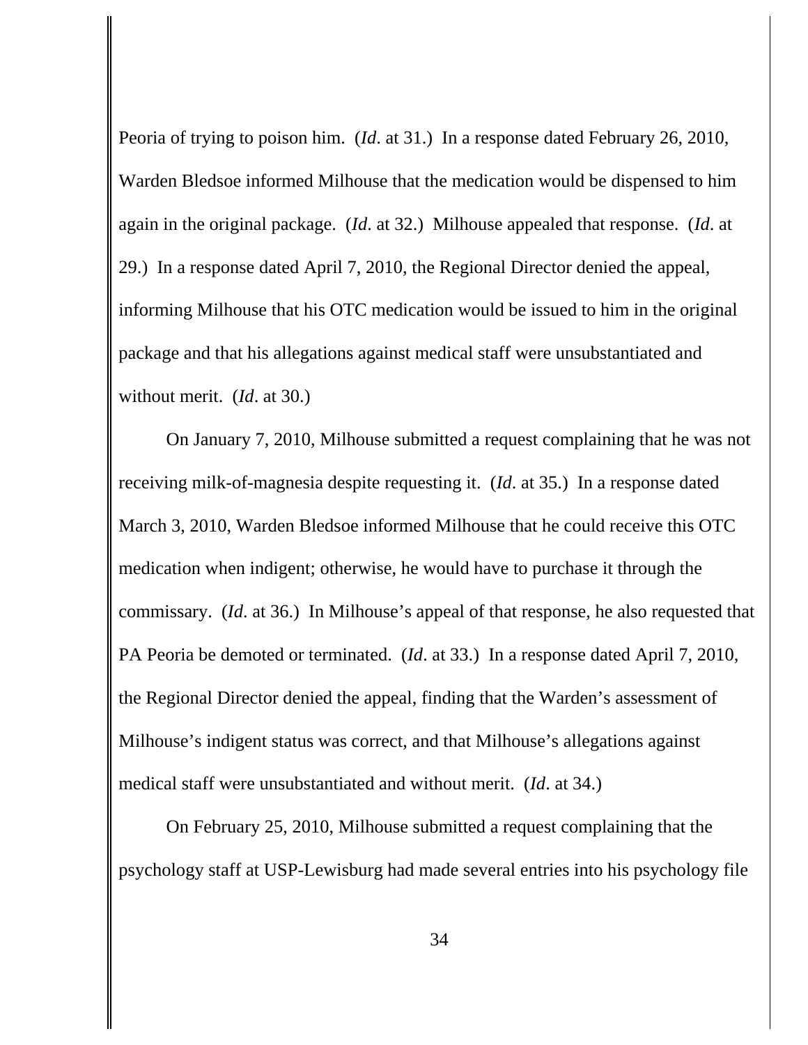Peoria of trying to poison him. (*Id*. at 31.) In a response dated February 26, 2010, Warden Bledsoe informed Milhouse that the medication would be dispensed to him again in the original package. (*Id*. at 32.) Milhouse appealed that response. (*Id*. at 29.) In a response dated April 7, 2010, the Regional Director denied the appeal, informing Milhouse that his OTC medication would be issued to him in the original package and that his allegations against medical staff were unsubstantiated and without merit. (*Id*. at 30.)

On January 7, 2010, Milhouse submitted a request complaining that he was not receiving milk-of-magnesia despite requesting it. (*Id*. at 35.) In a response dated March 3, 2010, Warden Bledsoe informed Milhouse that he could receive this OTC medication when indigent; otherwise, he would have to purchase it through the commissary. (*Id*. at 36.) In Milhouse's appeal of that response, he also requested that PA Peoria be demoted or terminated. (*Id*. at 33.) In a response dated April 7, 2010, the Regional Director denied the appeal, finding that the Warden's assessment of Milhouse's indigent status was correct, and that Milhouse's allegations against medical staff were unsubstantiated and without merit. (*Id*. at 34.)

On February 25, 2010, Milhouse submitted a request complaining that the psychology staff at USP-Lewisburg had made several entries into his psychology file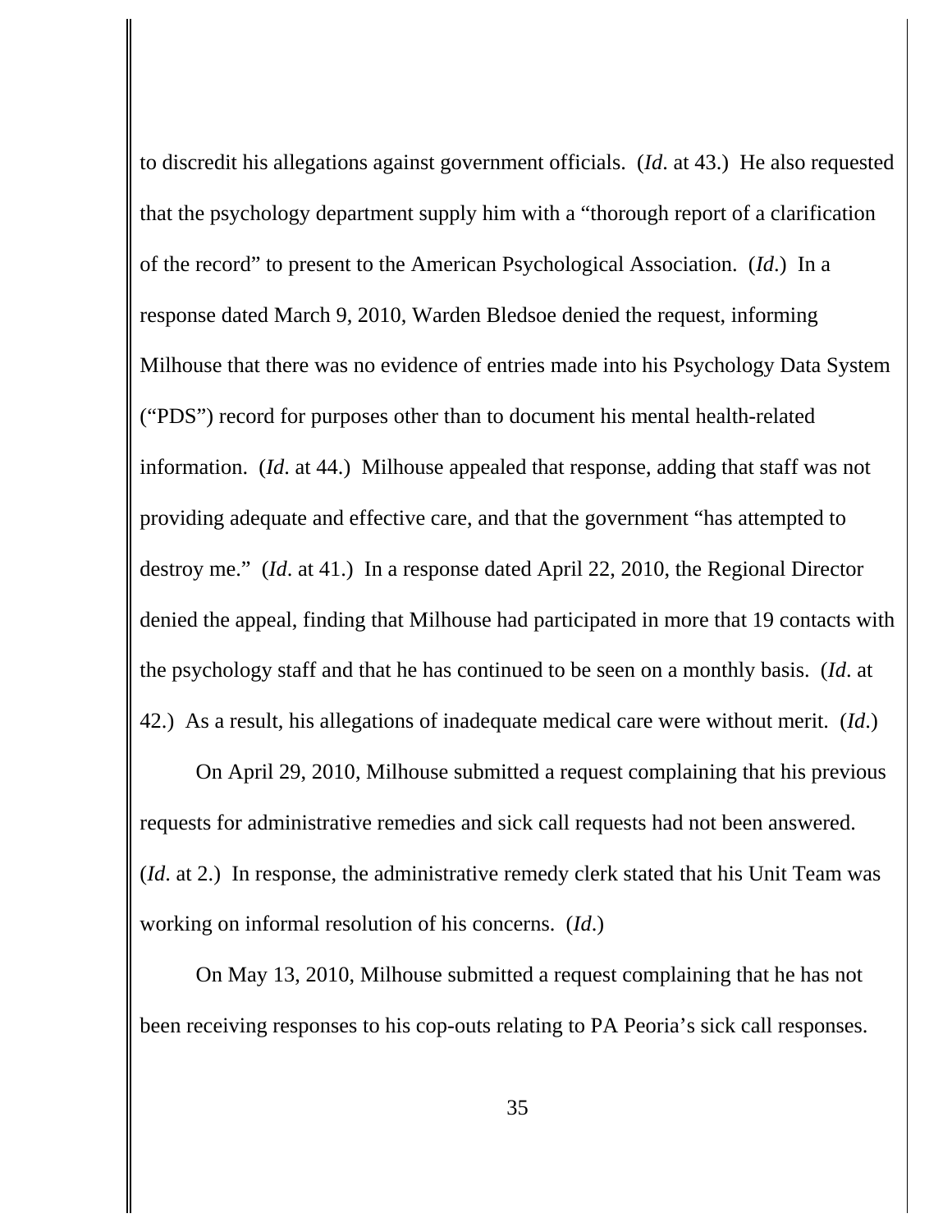to discredit his allegations against government officials. (*Id*. at 43.) He also requested that the psychology department supply him with a "thorough report of a clarification of the record" to present to the American Psychological Association. (*Id*.) In a response dated March 9, 2010, Warden Bledsoe denied the request, informing Milhouse that there was no evidence of entries made into his Psychology Data System ("PDS") record for purposes other than to document his mental health-related information. (*Id*. at 44.) Milhouse appealed that response, adding that staff was not providing adequate and effective care, and that the government "has attempted to destroy me." (*Id*. at 41.) In a response dated April 22, 2010, the Regional Director denied the appeal, finding that Milhouse had participated in more that 19 contacts with the psychology staff and that he has continued to be seen on a monthly basis. (*Id*. at 42.) As a result, his allegations of inadequate medical care were without merit. (*Id*.)

On April 29, 2010, Milhouse submitted a request complaining that his previous requests for administrative remedies and sick call requests had not been answered. (*Id*. at 2.) In response, the administrative remedy clerk stated that his Unit Team was working on informal resolution of his concerns. (*Id*.)

On May 13, 2010, Milhouse submitted a request complaining that he has not been receiving responses to his cop-outs relating to PA Peoria's sick call responses.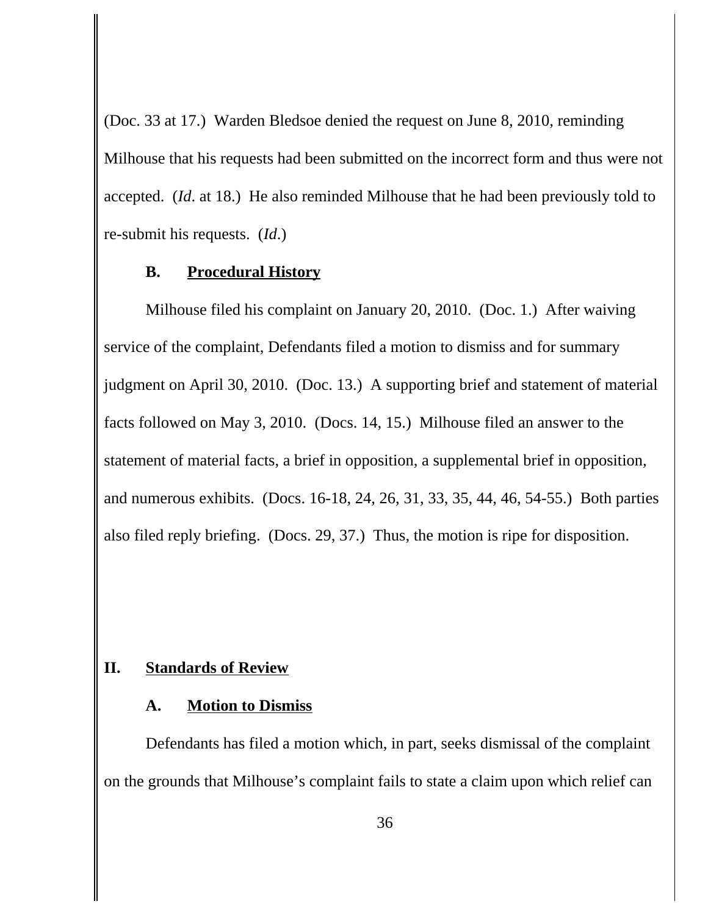(Doc. 33 at 17.) Warden Bledsoe denied the request on June 8, 2010, reminding Milhouse that his requests had been submitted on the incorrect form and thus were not accepted. (*Id*. at 18.) He also reminded Milhouse that he had been previously told to re-submit his requests. (*Id*.)

### B. <u>Procedural History</u>

Milhouse filed his complaint on January 20, 2010. (Doc. 1.) After waiving service of the complaint, Defendants filed a motion to dismiss and for summary judgment on April 30, 2010. (Doc. 13.) A supporting brief and statement of material facts followed on May 3, 2010. (Docs. 14, 15.) Milhouse filed an answer to the statement of material facts, a brief in opposition, a supplemental brief in opposition, and numerous exhibits. (Docs. 16-18, 24, 26, 31, 33, 35, 44, 46, 54-55.) Both parties also filed reply briefing. (Docs. 29, 37.) Thus, the motion is ripe for disposition.

## II. <u>Standards of Review</u>

### A. <u>Motion to Dismiss</u>

Defendants has filed a motion which, in part, seeks dismissal of the complaint on the grounds that Milhouse's complaint fails to state a claim upon which relief can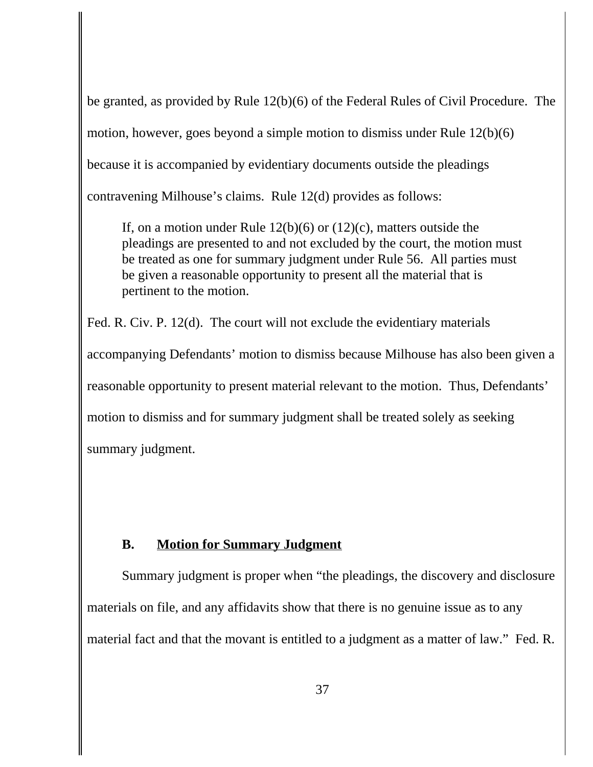be granted, as provided by Rule 12(b)(6) of the Federal Rules of Civil Procedure. The motion, however, goes beyond a simple motion to dismiss under Rule 12(b)(6) because it is accompanied by evidentiary documents outside the pleadings contravening Milhouse's claims. Rule 12(d) provides as follows:

> If, on a motion under Rule 12(b)(6) or (12)(c), matters outside the pleadings are presented to and not excluded by the court, the motion must be treated as one for summary judgment under Rule 56. All parties must be given a reasonable opportunity to present all the material that is pertinent to the motion.

Fed. R. Civ. P. 12(d). The court will not exclude the evidentiary materials accompanying Defendants' motion to dismiss because Milhouse has also been given a reasonable opportunity to present material relevant to the motion. Thus, Defendants' motion to dismiss and for summary judgment shall be treated solely as seeking summary judgment.

### B. <u>Motion for Summary Judgment</u>

Summary judgment is proper when "the pleadings, the discovery and disclosure materials on file, and any affidavits show that there is no genuine issue as to any material fact and that the movant is entitled to a judgment as a matter of law." Fed. R.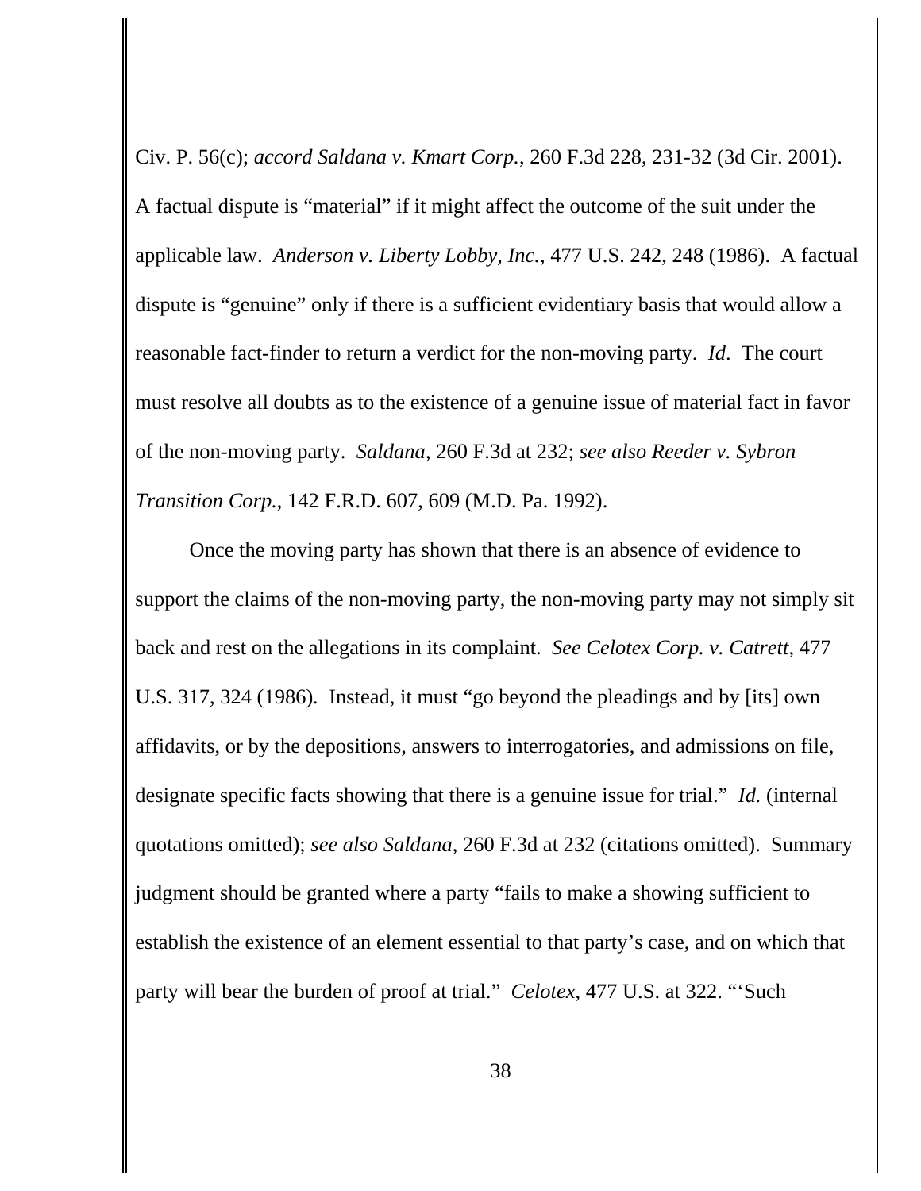Civ. P. 56(c); *accord Saldana v. Kmart Corp.*, 260 F.3d 228, 231-32 (3d Cir. 2001). A factual dispute is "material" if it might affect the outcome of the suit under the applicable law. *Anderson v. Liberty Lobby, Inc.*, 477 U.S. 242, 248 (1986). A factual dispute is "genuine" only if there is a sufficient evidentiary basis that would allow a reasonable fact-finder to return a verdict for the non-moving party. *Id*. The court must resolve all doubts as to the existence of a genuine issue of material fact in favor of the non-moving party. *Saldana*, 260 F.3d at 232; *see also Reeder v. Sybron Transition Corp.*, 142 F.R.D. 607, 609 (M.D. Pa. 1992).

Once the moving party has shown that there is an absence of evidence to support the claims of the non-moving party, the non-moving party may not simply sit back and rest on the allegations in its complaint. *See Celotex Corp. v. Catrett*, 477 U.S. 317, 324 (1986). Instead, it must "go beyond the pleadings and by [its] own affidavits, or by the depositions, answers to interrogatories, and admissions on file, designate specific facts showing that there is a genuine issue for trial." *Id.* (internal quotations omitted); *see also Saldana*, 260 F.3d at 232 (citations omitted). Summary judgment should be granted where a party "fails to make a showing sufficient to establish the existence of an element essential to that party's case, and on which that party will bear the burden of proof at trial." *Celotex*, 477 U.S. at 322. "'Such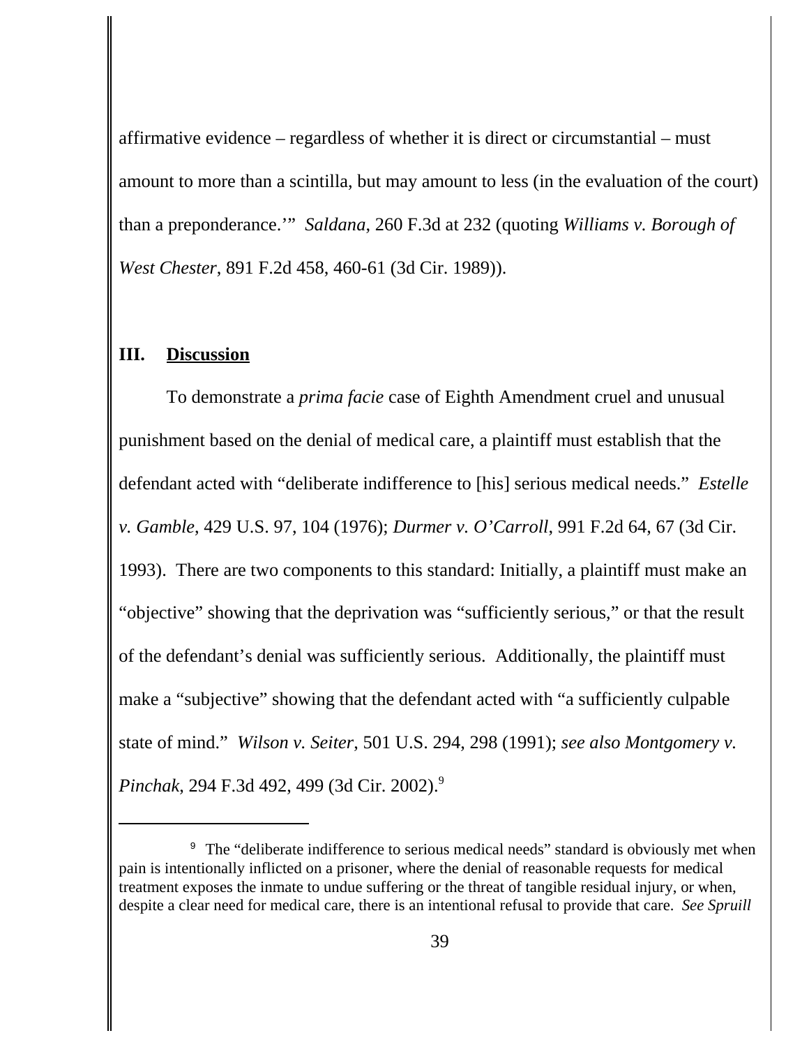affirmative evidence – regardless of whether it is direct or circumstantial – must amount to more than a scintilla, but may amount to less (in the evaluation of the court) than a preponderance.'" *Saldana*, 260 F.3d at 232 (quoting *Williams v. Borough of West Chester*, 891 F.2d 458, 460-61 (3d Cir. 1989)).

## III. Discussion

To demonstrate a *prima facie* case of Eighth Amendment cruel and unusual punishment based on the denial of medical care, a plaintiff must establish that the defendant acted with "deliberate indifference to [his] serious medical needs." *Estelle v. Gamble*, 429 U.S. 97, 104 (1976); *Durmer v. O'Carroll*, 991 F.2d 64, 67 (3d Cir. 1993). There are two components to this standard: Initially, a plaintiff must make an "objective" showing that the deprivation was "sufficiently serious," or that the result of the defendant's denial was sufficiently serious. Additionally, the plaintiff must make a "subjective" showing that the defendant acted with "a sufficiently culpable state of mind." *Wilson v. Seiter*, 501 U.S. 294, 298 (1991); *see also Montgomery v. Pinchak*, 294 F.3d 492, 499 (3d Cir. 2002).[9]

---

[9] The "deliberate indifference to serious medical needs" standard is obviously met when pain is intentionally inflicted on a prisoner, where the denial of reasonable requests for medical treatment exposes the inmate to undue suffering or the threat of tangible residual injury, or when, despite a clear need for medical care, there is an intentional refusal to provide that care. *See Spruill*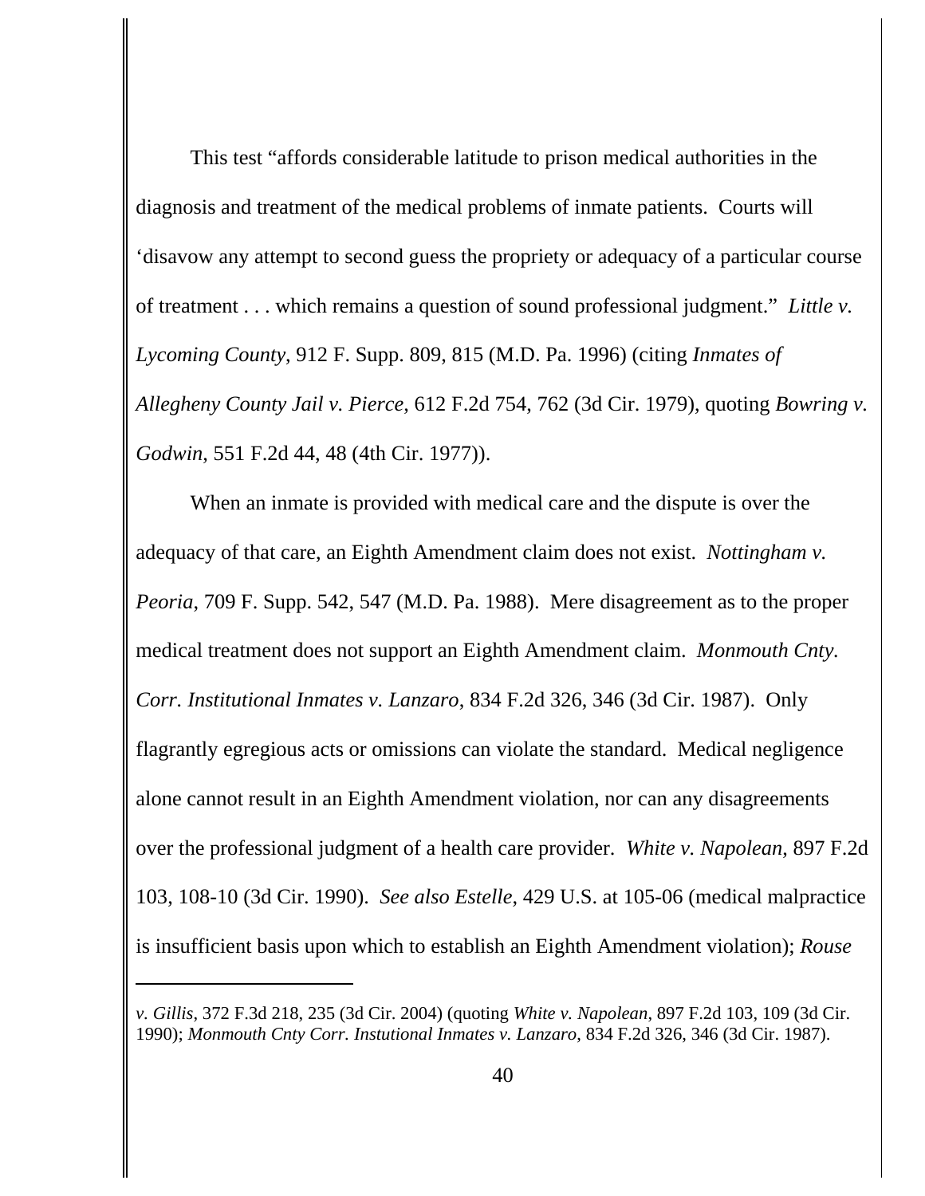This test "affords considerable latitude to prison medical authorities in the diagnosis and treatment of the medical problems of inmate patients. Courts will 'disavow any attempt to second guess the propriety or adequacy of a particular course of treatment . . . which remains a question of sound professional judgment." *Little v. Lycoming County*, 912 F. Supp. 809, 815 (M.D. Pa. 1996) (citing *Inmates of Allegheny County Jail v. Pierce*, 612 F.2d 754, 762 (3d Cir. 1979), quoting *Bowring v. Godwin*, 551 F.2d 44, 48 (4th Cir. 1977)).

When an inmate is provided with medical care and the dispute is over the adequacy of that care, an Eighth Amendment claim does not exist. *Nottingham v. Peoria*, 709 F. Supp. 542, 547 (M.D. Pa. 1988). Mere disagreement as to the proper medical treatment does not support an Eighth Amendment claim. *Monmouth Cnty. Corr. Institutional Inmates v. Lanzaro*, 834 F.2d 326, 346 (3d Cir. 1987). Only flagrantly egregious acts or omissions can violate the standard. Medical negligence alone cannot result in an Eighth Amendment violation, nor can any disagreements over the professional judgment of a health care provider. *White v. Napolean*, 897 F.2d 103, 108-10 (3d Cir. 1990). *See also Estelle*, 429 U.S. at 105-06 (medical malpractice is insufficient basis upon which to establish an Eighth Amendment violation); *Rouse*

---

*v. Gillis*, 372 F.3d 218, 235 (3d Cir. 2004) (quoting *White v. Napolean*, 897 F.2d 103, 109 (3d Cir. 1990); *Monmouth Cnty Corr. Instutional Inmates v. Lanzaro*, 834 F.2d 326, 346 (3d Cir. 1987).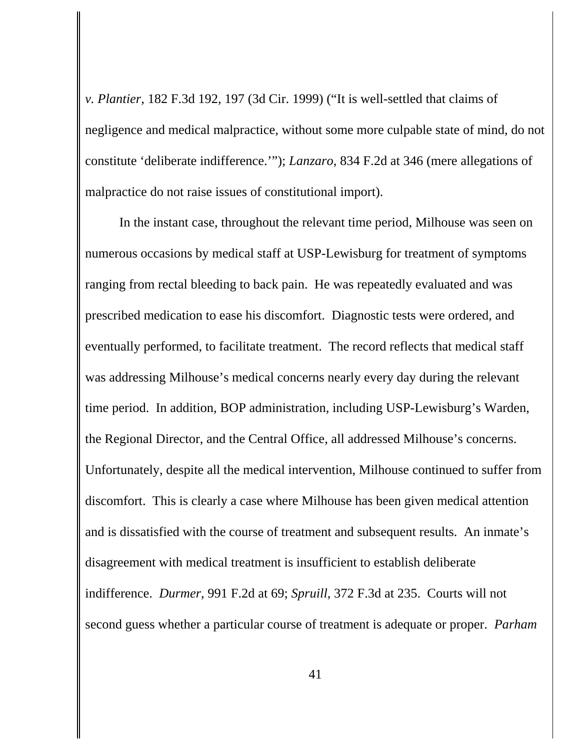*v. Plantier*, 182 F.3d 192, 197 (3d Cir. 1999) ("It is well-settled that claims of negligence and medical malpractice, without some more culpable state of mind, do not constitute 'deliberate indifference.'"); *Lanzaro*, 834 F.2d at 346 (mere allegations of malpractice do not raise issues of constitutional import).

In the instant case, throughout the relevant time period, Milhouse was seen on numerous occasions by medical staff at USP-Lewisburg for treatment of symptoms ranging from rectal bleeding to back pain. He was repeatedly evaluated and was prescribed medication to ease his discomfort. Diagnostic tests were ordered, and eventually performed, to facilitate treatment. The record reflects that medical staff was addressing Milhouse's medical concerns nearly every day during the relevant time period. In addition, BOP administration, including USP-Lewisburg's Warden, the Regional Director, and the Central Office, all addressed Milhouse's concerns. Unfortunately, despite all the medical intervention, Milhouse continued to suffer from discomfort. This is clearly a case where Milhouse has been given medical attention and is dissatisfied with the course of treatment and subsequent results. An inmate's disagreement with medical treatment is insufficient to establish deliberate indifference. *Durmer*, 991 F.2d at 69; *Spruill*, 372 F.3d at 235. Courts will not second guess whether a particular course of treatment is adequate or proper. *Parham*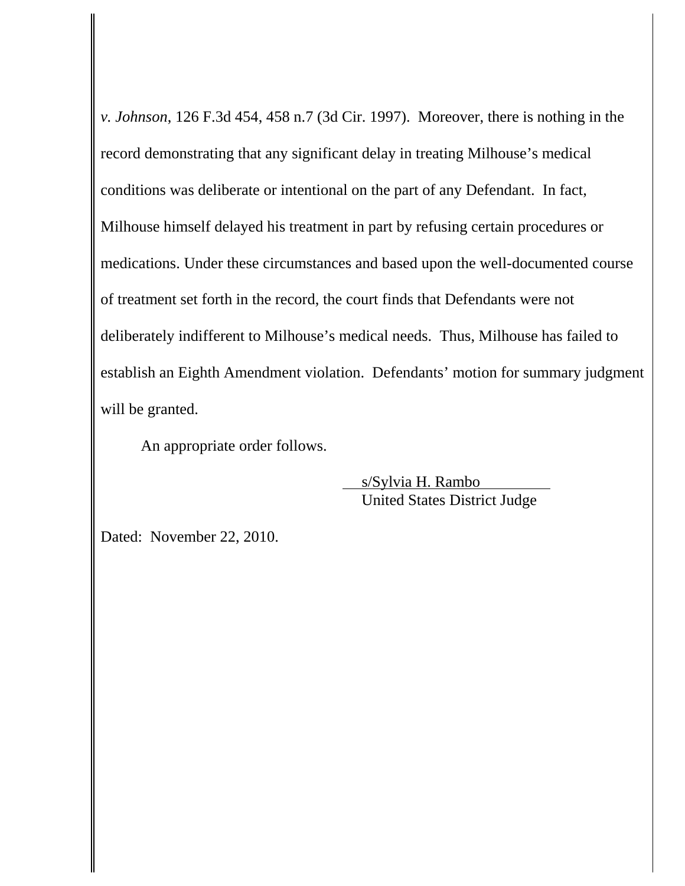*v. Johnson*, 126 F.3d 454, 458 n.7 (3d Cir. 1997). Moreover, there is nothing in the record demonstrating that any significant delay in treating Milhouse's medical conditions was deliberate or intentional on the part of any Defendant. In fact, Milhouse himself delayed his treatment in part by refusing certain procedures or medications. Under these circumstances and based upon the well-documented course of treatment set forth in the record, the court finds that Defendants were not deliberately indifferent to Milhouse's medical needs. Thus, Milhouse has failed to establish an Eighth Amendment violation. Defendants' motion for summary judgment will be granted.

An appropriate order follows.

s/Sylvia H. Rambo
United States District Judge

Dated: November 22, 2010.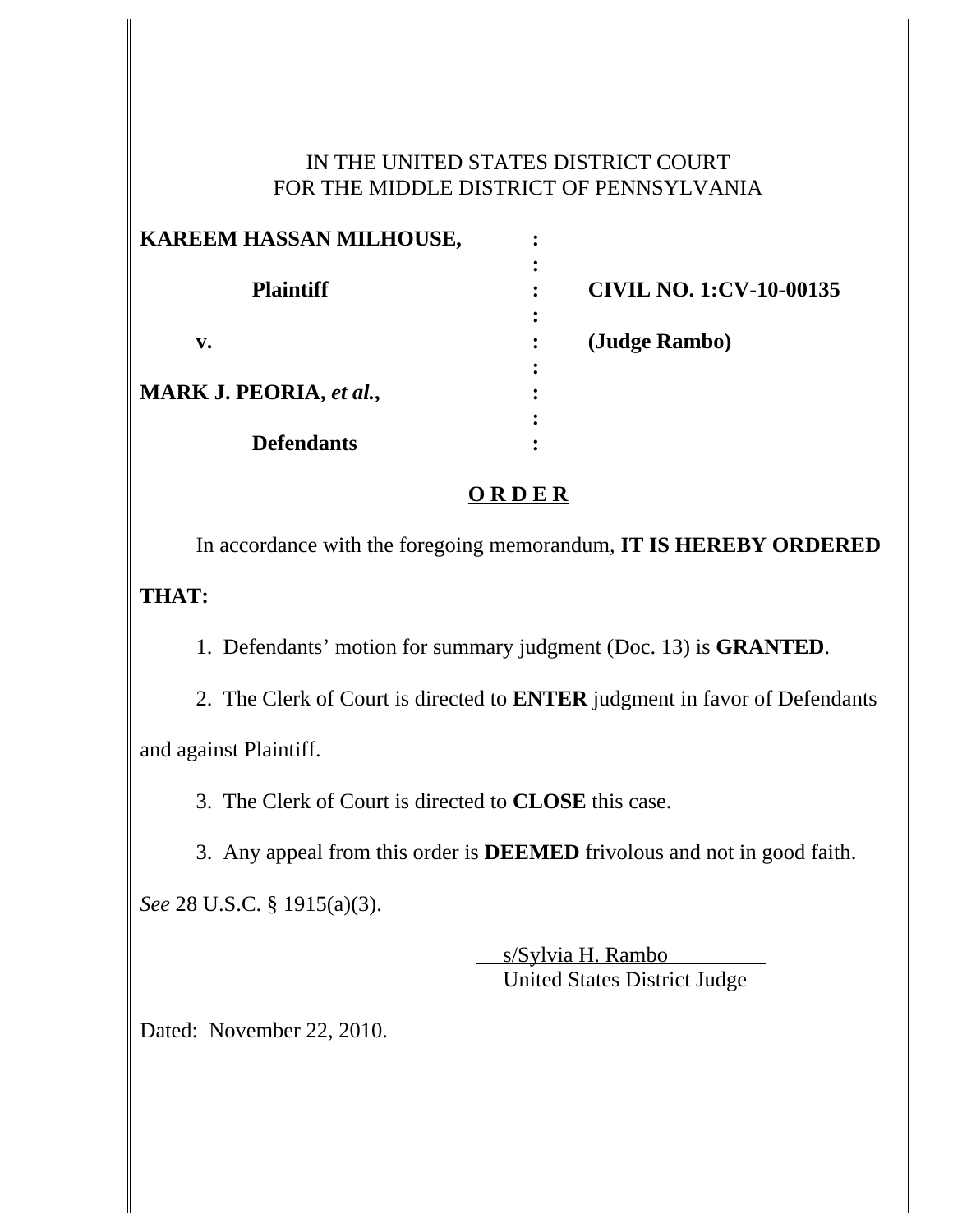IN THE UNITED STATES DISTRICT COURT
FOR THE MIDDLE DISTRICT OF PENNSYLVANIA

| | | |
|---|---|---|
| **KAREEM HASSAN MILHOUSE,** | : | |
| **Plaintiff** | : | **CIVIL NO. 1:CV-10-00135** |
| **v.** | : | **(Judge Rambo)** |
| **MARK J. PEORIA,** ***et al.*****,** | : | |
| **Defendants** | : | |

**O R D E R**

In accordance with the foregoing memorandum, **IT IS HEREBY ORDERED THAT:**

1. Defendants' motion for summary judgment (Doc. 13) is **GRANTED**.

2. The Clerk of Court is directed to **ENTER** judgment in favor of Defendants and against Plaintiff.

3. The Clerk of Court is directed to **CLOSE** this case.

3. Any appeal from this order is **DEEMED** frivolous and not in good faith. *See* 28 U.S.C. § 1915(a)(3).

s/Sylvia H. Rambo
United States District Judge

Dated: November 22, 2010.